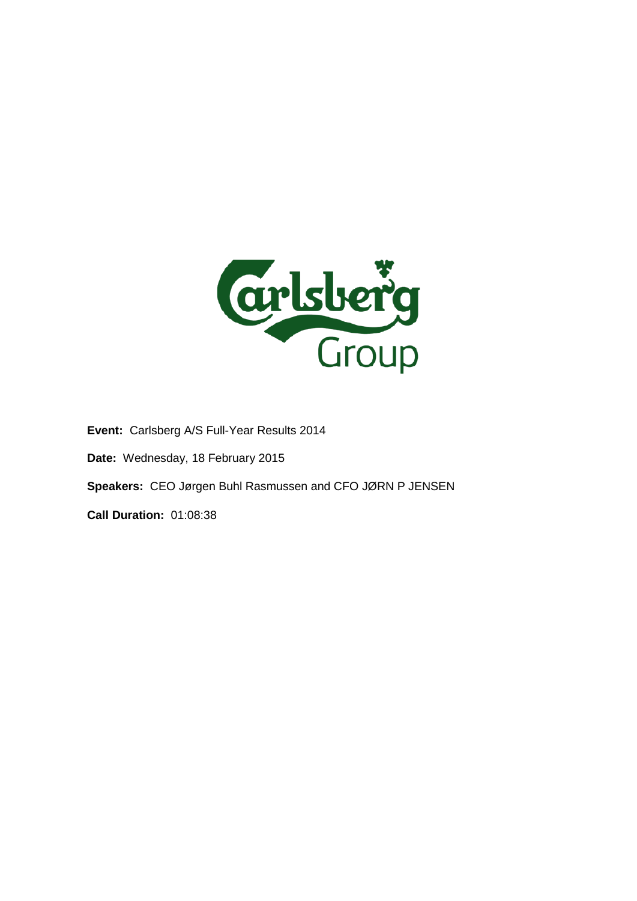Carlsberg Group

**Event:** Carlsberg A/S Full-Year Results 2014

**Date:** Wednesday, 18 February 2015

**Speakers:** CEO Jørgen Buhl Rasmussen and CFO JØRN P JENSEN

**Call Duration:** 01:08:38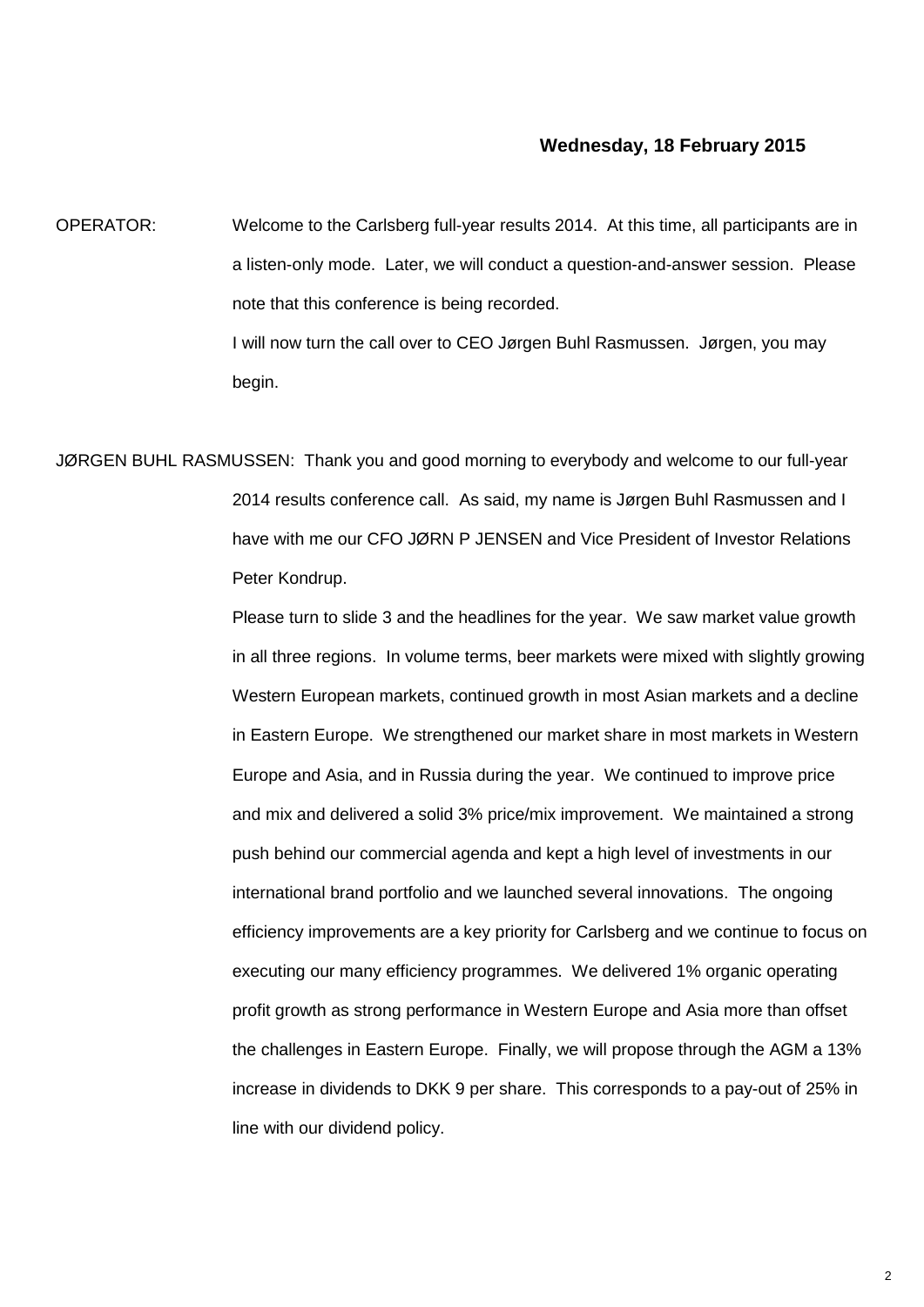**Wednesday, 18 February 2015**

OPERATOR: Welcome to the Carlsberg full-year results 2014. At this time, all participants are in a listen-only mode. Later, we will conduct a question-and-answer session. Please note that this conference is being recorded.

I will now turn the call over to CEO Jørgen Buhl Rasmussen. Jørgen, you may begin.

JØRGEN BUHL RASMUSSEN: Thank you and good morning to everybody and welcome to our full-year 2014 results conference call. As said, my name is Jørgen Buhl Rasmussen and I have with me our CFO JØRN P JENSEN and Vice President of Investor Relations Peter Kondrup.

Please turn to slide 3 and the headlines for the year. We saw market value growth in all three regions. In volume terms, beer markets were mixed with slightly growing Western European markets, continued growth in most Asian markets and a decline in Eastern Europe. We strengthened our market share in most markets in Western Europe and Asia, and in Russia during the year. We continued to improve price and mix and delivered a solid 3% price/mix improvement. We maintained a strong push behind our commercial agenda and kept a high level of investments in our international brand portfolio and we launched several innovations. The ongoing efficiency improvements are a key priority for Carlsberg and we continue to focus on executing our many efficiency programmes. We delivered 1% organic operating profit growth as strong performance in Western Europe and Asia more than offset the challenges in Eastern Europe. Finally, we will propose through the AGM a 13% increase in dividends to DKK 9 per share. This corresponds to a pay-out of 25% in line with our dividend policy.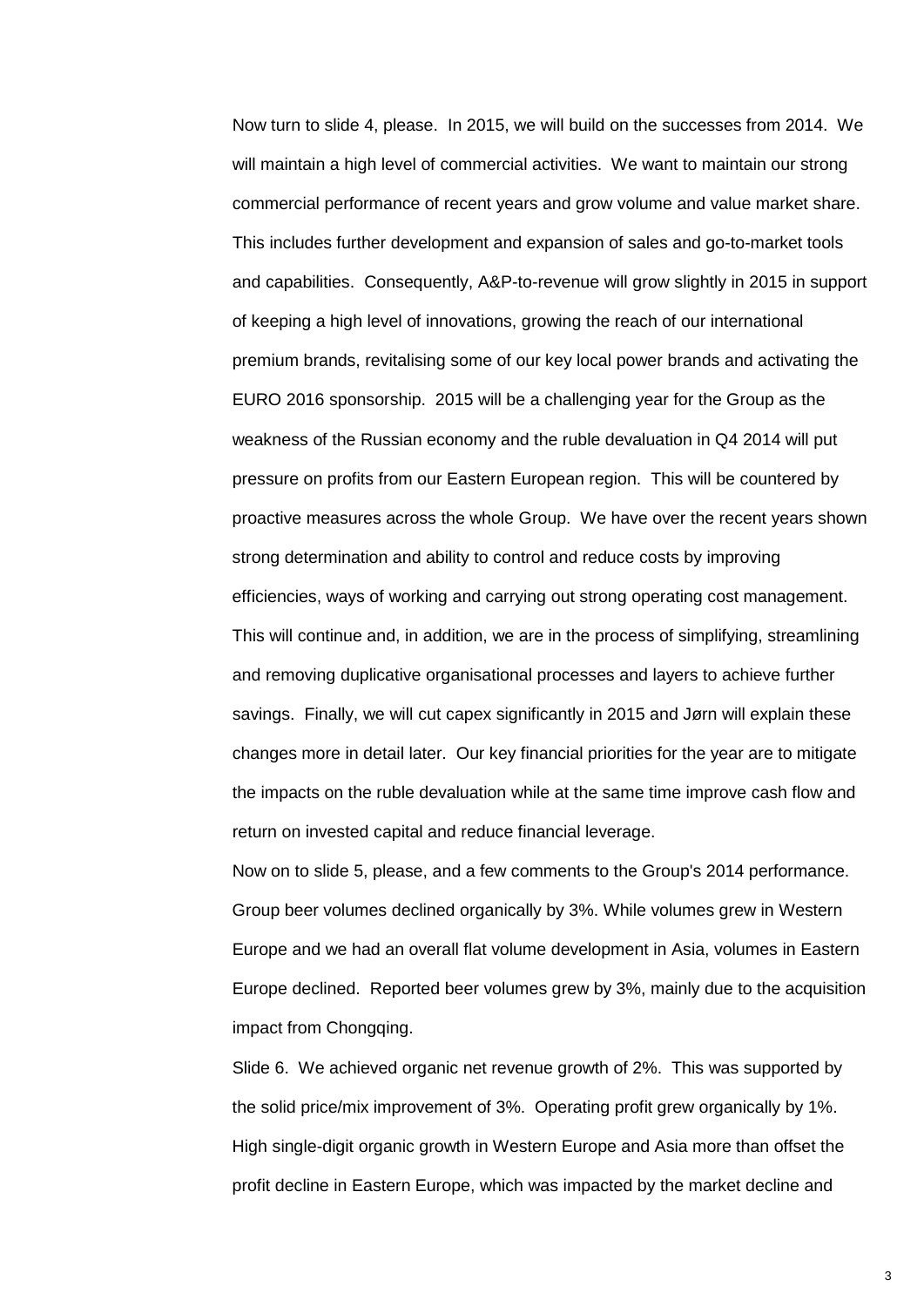Now turn to slide 4, please. In 2015, we will build on the successes from 2014. We will maintain a high level of commercial activities. We want to maintain our strong commercial performance of recent years and grow volume and value market share. This includes further development and expansion of sales and go-to-market tools and capabilities. Consequently, A&P-to-revenue will grow slightly in 2015 in support of keeping a high level of innovations, growing the reach of our international premium brands, revitalising some of our key local power brands and activating the EURO 2016 sponsorship. 2015 will be a challenging year for the Group as the weakness of the Russian economy and the ruble devaluation in Q4 2014 will put pressure on profits from our Eastern European region. This will be countered by proactive measures across the whole Group. We have over the recent years shown strong determination and ability to control and reduce costs by improving efficiencies, ways of working and carrying out strong operating cost management. This will continue and, in addition, we are in the process of simplifying, streamlining and removing duplicative organisational processes and layers to achieve further savings. Finally, we will cut capex significantly in 2015 and Jørn will explain these changes more in detail later. Our key financial priorities for the year are to mitigate the impacts on the ruble devaluation while at the same time improve cash flow and return on invested capital and reduce financial leverage.

Now on to slide 5, please, and a few comments to the Group's 2014 performance. Group beer volumes declined organically by 3%. While volumes grew in Western Europe and we had an overall flat volume development in Asia, volumes in Eastern Europe declined. Reported beer volumes grew by 3%, mainly due to the acquisition impact from Chongqing.

Slide 6. We achieved organic net revenue growth of 2%. This was supported by the solid price/mix improvement of 3%. Operating profit grew organically by 1%. High single-digit organic growth in Western Europe and Asia more than offset the profit decline in Eastern Europe, which was impacted by the market decline and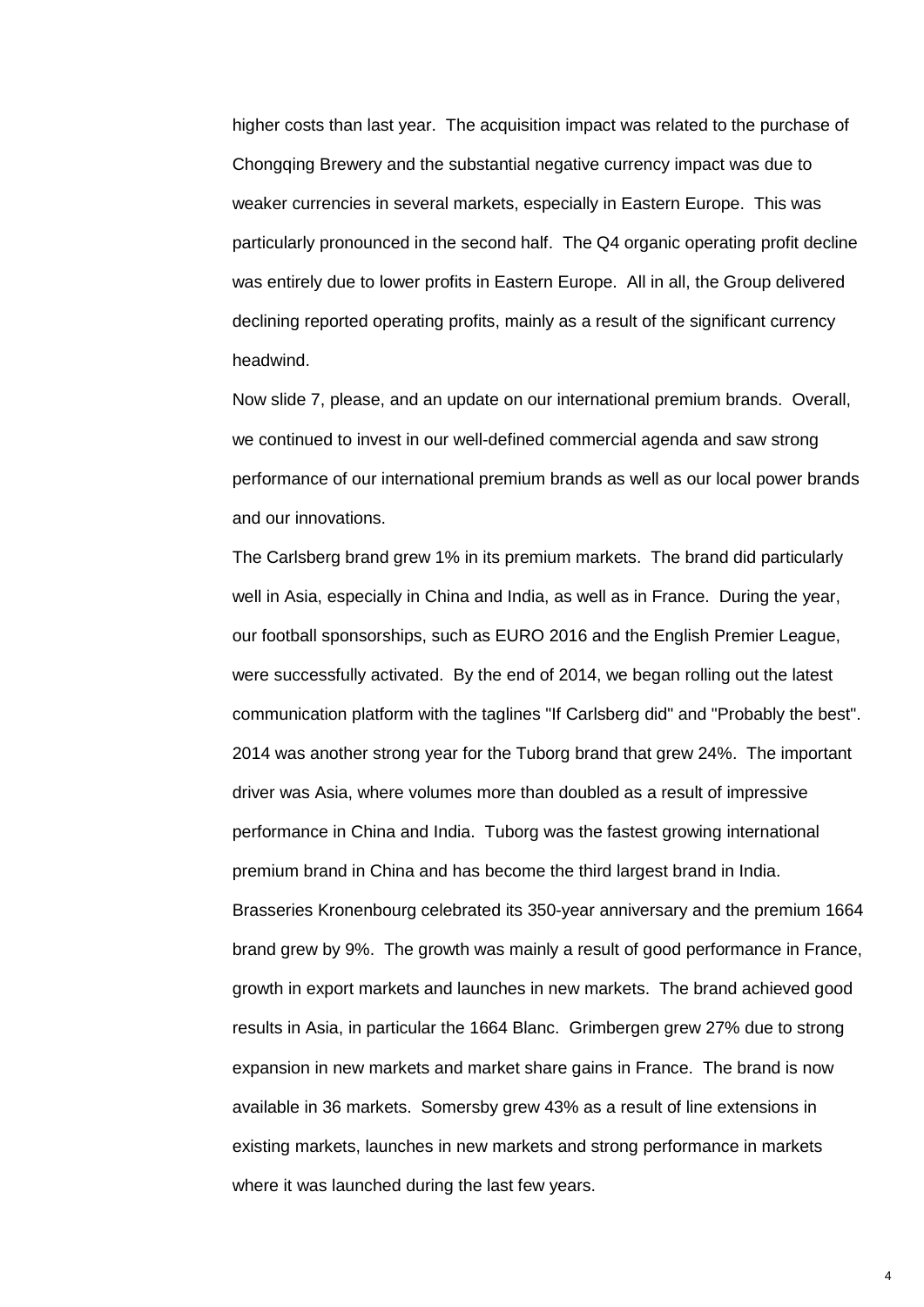higher costs than last year. The acquisition impact was related to the purchase of Chongqing Brewery and the substantial negative currency impact was due to weaker currencies in several markets, especially in Eastern Europe. This was particularly pronounced in the second half. The Q4 organic operating profit decline was entirely due to lower profits in Eastern Europe. All in all, the Group delivered declining reported operating profits, mainly as a result of the significant currency headwind.

Now slide 7, please, and an update on our international premium brands. Overall, we continued to invest in our well-defined commercial agenda and saw strong performance of our international premium brands as well as our local power brands and our innovations.

The Carlsberg brand grew 1% in its premium markets. The brand did particularly well in Asia, especially in China and India, as well as in France. During the year, our football sponsorships, such as EURO 2016 and the English Premier League, were successfully activated. By the end of 2014, we began rolling out the latest communication platform with the taglines "If Carlsberg did" and "Probably the best".

2014 was another strong year for the Tuborg brand that grew 24%. The important driver was Asia, where volumes more than doubled as a result of impressive performance in China and India. Tuborg was the fastest growing international premium brand in China and has become the third largest brand in India.

Brasseries Kronenbourg celebrated its 350-year anniversary and the premium 1664 brand grew by 9%. The growth was mainly a result of good performance in France, growth in export markets and launches in new markets. The brand achieved good results in Asia, in particular the 1664 Blanc. Grimbergen grew 27% due to strong expansion in new markets and market share gains in France. The brand is now available in 36 markets. Somersby grew 43% as a result of line extensions in existing markets, launches in new markets and strong performance in markets where it was launched during the last few years.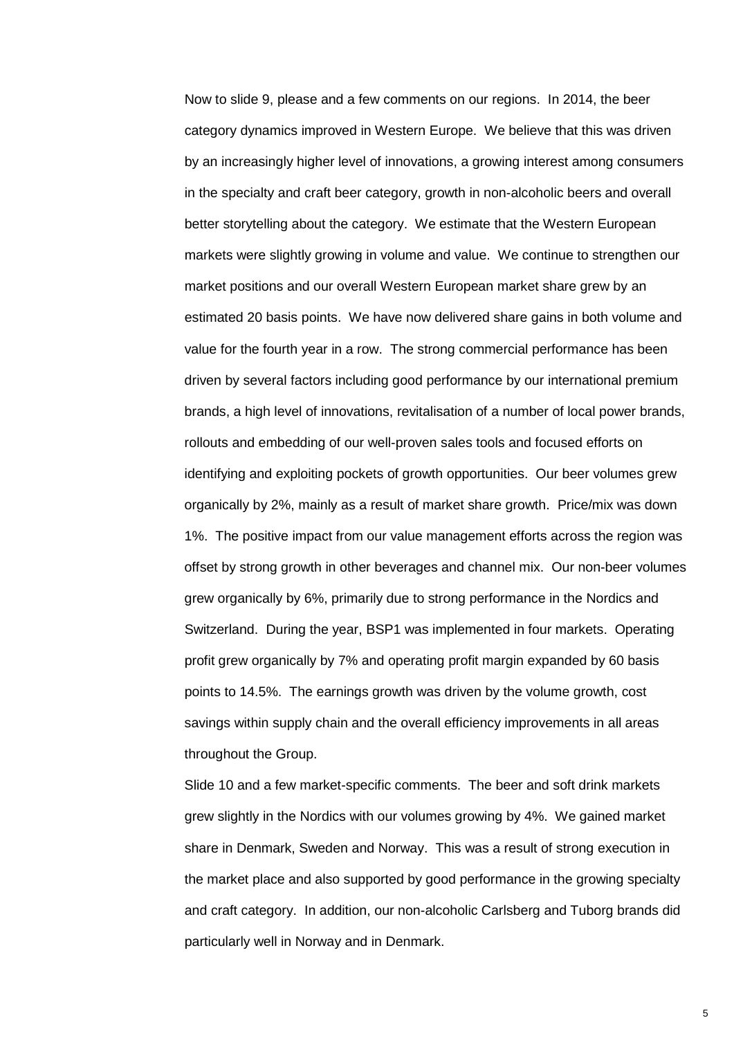Now to slide 9, please and a few comments on our regions. In 2014, the beer category dynamics improved in Western Europe. We believe that this was driven by an increasingly higher level of innovations, a growing interest among consumers in the specialty and craft beer category, growth in non-alcoholic beers and overall better storytelling about the category. We estimate that the Western European markets were slightly growing in volume and value. We continue to strengthen our market positions and our overall Western European market share grew by an estimated 20 basis points. We have now delivered share gains in both volume and value for the fourth year in a row. The strong commercial performance has been driven by several factors including good performance by our international premium brands, a high level of innovations, revitalisation of a number of local power brands, rollouts and embedding of our well-proven sales tools and focused efforts on identifying and exploiting pockets of growth opportunities. Our beer volumes grew organically by 2%, mainly as a result of market share growth. Price/mix was down 1%. The positive impact from our value management efforts across the region was offset by strong growth in other beverages and channel mix. Our non-beer volumes grew organically by 6%, primarily due to strong performance in the Nordics and Switzerland. During the year, BSP1 was implemented in four markets. Operating profit grew organically by 7% and operating profit margin expanded by 60 basis points to 14.5%. The earnings growth was driven by the volume growth, cost savings within supply chain and the overall efficiency improvements in all areas throughout the Group.

Slide 10 and a few market-specific comments. The beer and soft drink markets grew slightly in the Nordics with our volumes growing by 4%. We gained market share in Denmark, Sweden and Norway. This was a result of strong execution in the market place and also supported by good performance in the growing specialty and craft category. In addition, our non-alcoholic Carlsberg and Tuborg brands did particularly well in Norway and in Denmark.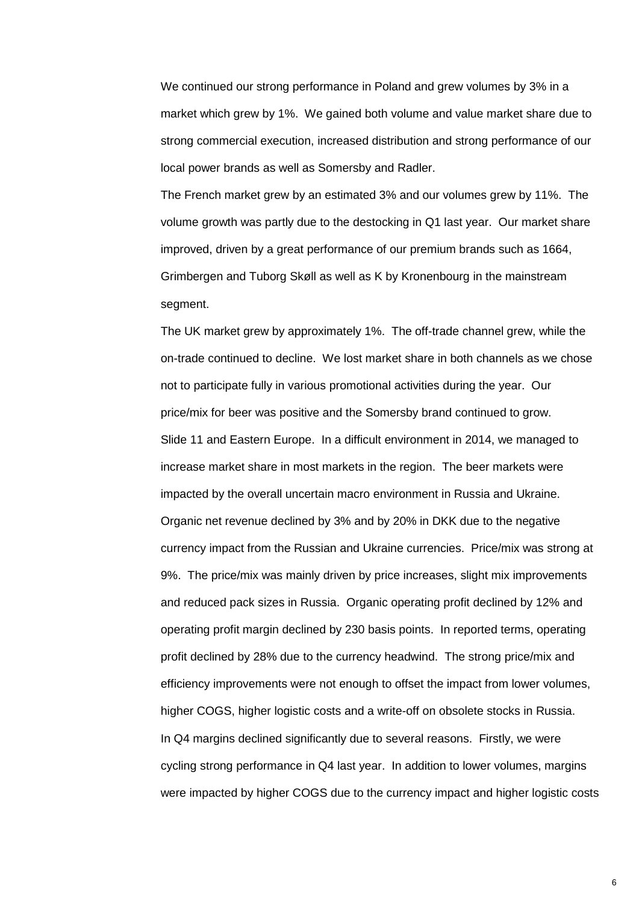We continued our strong performance in Poland and grew volumes by 3% in a market which grew by 1%. We gained both volume and value market share due to strong commercial execution, increased distribution and strong performance of our local power brands as well as Somersby and Radler.

The French market grew by an estimated 3% and our volumes grew by 11%. The volume growth was partly due to the destocking in Q1 last year. Our market share improved, driven by a great performance of our premium brands such as 1664, Grimbergen and Tuborg Skøll as well as K by Kronenbourg in the mainstream segment.

The UK market grew by approximately 1%. The off-trade channel grew, while the on-trade continued to decline. We lost market share in both channels as we chose not to participate fully in various promotional activities during the year. Our price/mix for beer was positive and the Somersby brand continued to grow.

Slide 11 and Eastern Europe. In a difficult environment in 2014, we managed to increase market share in most markets in the region. The beer markets were impacted by the overall uncertain macro environment in Russia and Ukraine. Organic net revenue declined by 3% and by 20% in DKK due to the negative currency impact from the Russian and Ukraine currencies. Price/mix was strong at 9%. The price/mix was mainly driven by price increases, slight mix improvements and reduced pack sizes in Russia. Organic operating profit declined by 12% and operating profit margin declined by 230 basis points. In reported terms, operating profit declined by 28% due to the currency headwind. The strong price/mix and efficiency improvements were not enough to offset the impact from lower volumes, higher COGS, higher logistic costs and a write-off on obsolete stocks in Russia.

In Q4 margins declined significantly due to several reasons. Firstly, we were cycling strong performance in Q4 last year. In addition to lower volumes, margins were impacted by higher COGS due to the currency impact and higher logistic costs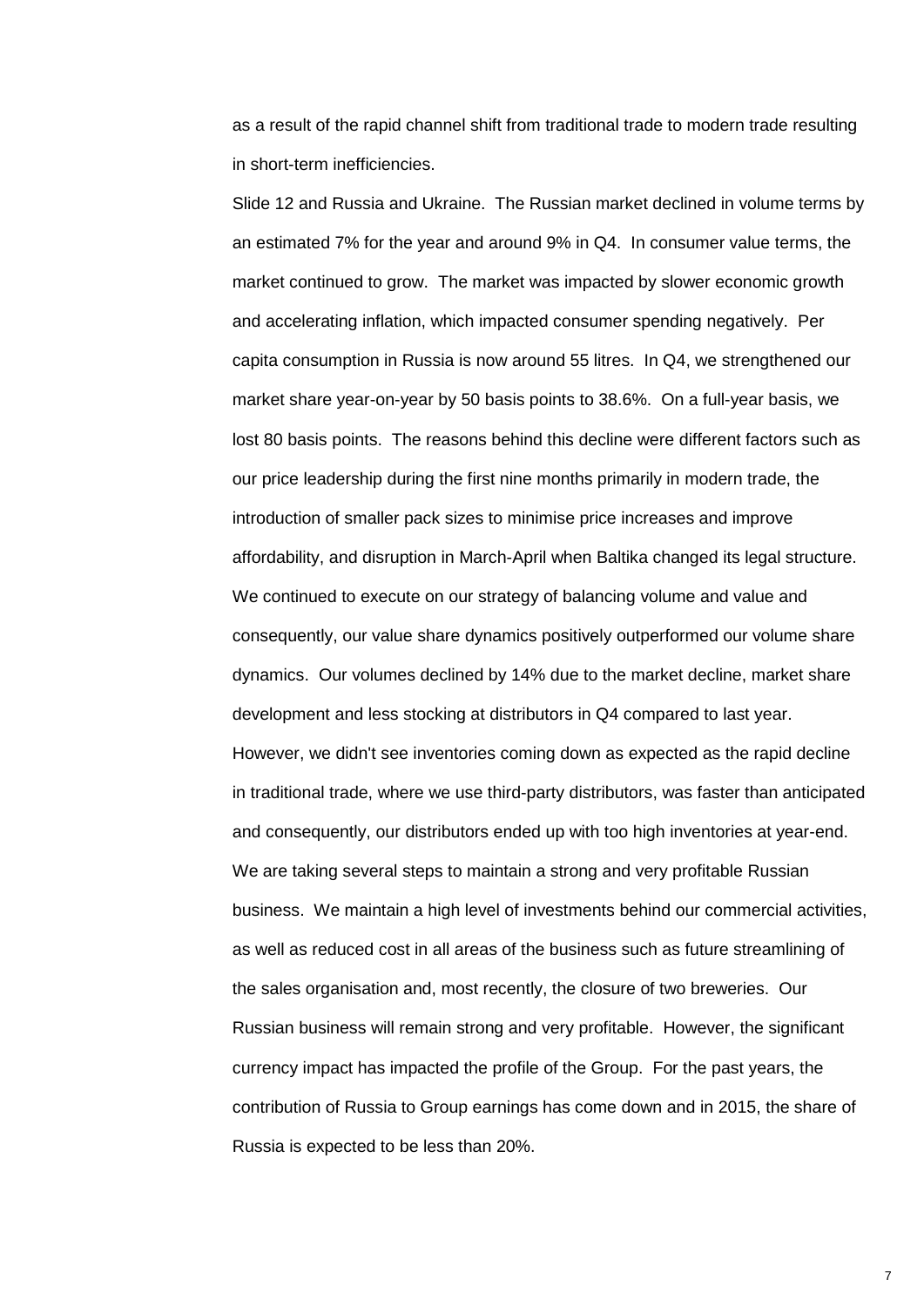as a result of the rapid channel shift from traditional trade to modern trade resulting in short-term inefficiencies.

Slide 12 and Russia and Ukraine. The Russian market declined in volume terms by an estimated 7% for the year and around 9% in Q4. In consumer value terms, the market continued to grow. The market was impacted by slower economic growth and accelerating inflation, which impacted consumer spending negatively. Per capita consumption in Russia is now around 55 litres. In Q4, we strengthened our market share year-on-year by 50 basis points to 38.6%. On a full-year basis, we lost 80 basis points. The reasons behind this decline were different factors such as our price leadership during the first nine months primarily in modern trade, the introduction of smaller pack sizes to minimise price increases and improve affordability, and disruption in March-April when Baltika changed its legal structure. We continued to execute on our strategy of balancing volume and value and consequently, our value share dynamics positively outperformed our volume share dynamics. Our volumes declined by 14% due to the market decline, market share development and less stocking at distributors in Q4 compared to last year. However, we didn't see inventories coming down as expected as the rapid decline in traditional trade, where we use third-party distributors, was faster than anticipated and consequently, our distributors ended up with too high inventories at year-end. We are taking several steps to maintain a strong and very profitable Russian business. We maintain a high level of investments behind our commercial activities, as well as reduced cost in all areas of the business such as future streamlining of the sales organisation and, most recently, the closure of two breweries. Our Russian business will remain strong and very profitable. However, the significant currency impact has impacted the profile of the Group. For the past years, the contribution of Russia to Group earnings has come down and in 2015, the share of Russia is expected to be less than 20%.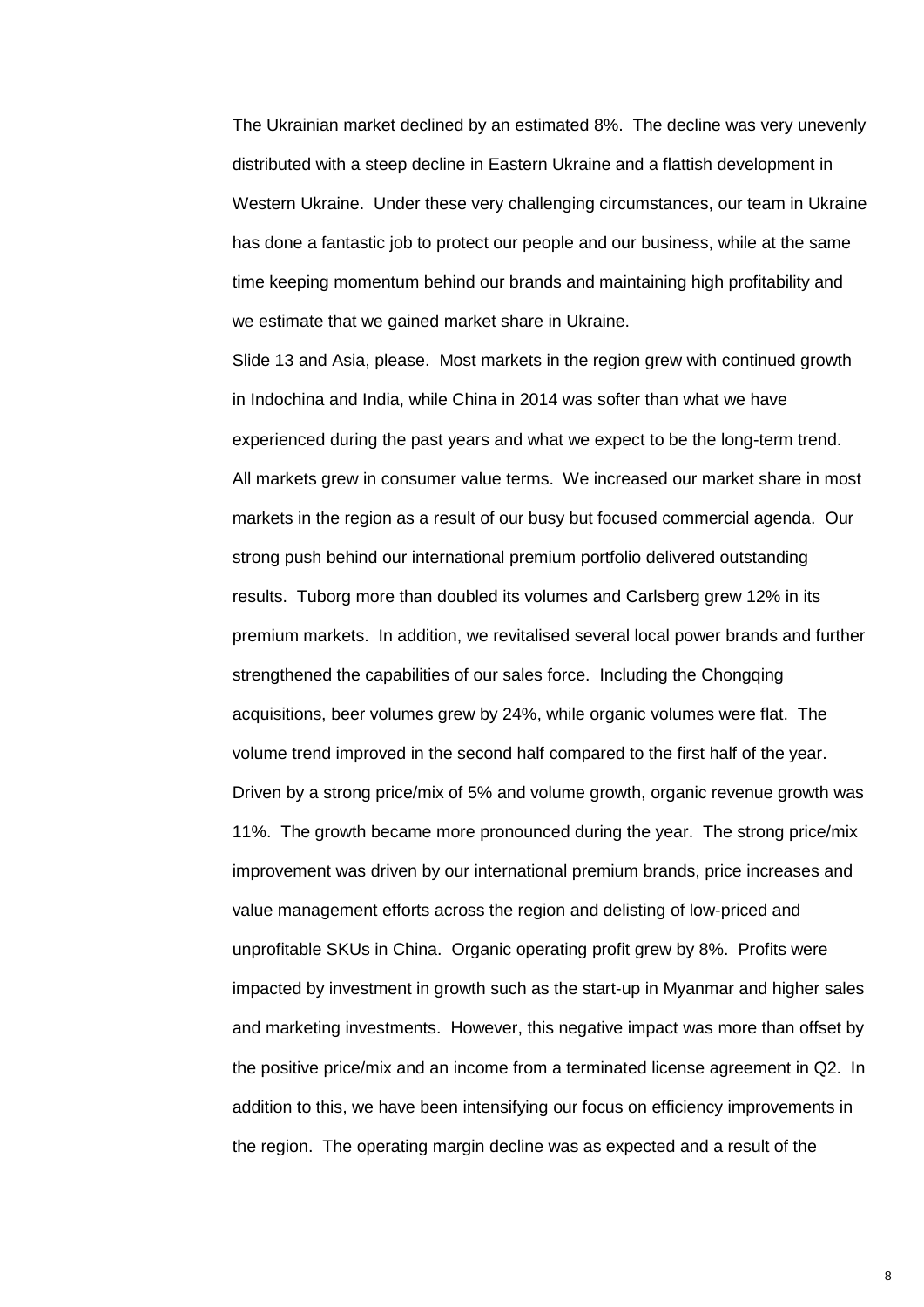The Ukrainian market declined by an estimated 8%. The decline was very unevenly distributed with a steep decline in Eastern Ukraine and a flattish development in Western Ukraine. Under these very challenging circumstances, our team in Ukraine has done a fantastic job to protect our people and our business, while at the same time keeping momentum behind our brands and maintaining high profitability and we estimate that we gained market share in Ukraine.

Slide 13 and Asia, please. Most markets in the region grew with continued growth in Indochina and India, while China in 2014 was softer than what we have experienced during the past years and what we expect to be the long-term trend. All markets grew in consumer value terms. We increased our market share in most markets in the region as a result of our busy but focused commercial agenda. Our strong push behind our international premium portfolio delivered outstanding results. Tuborg more than doubled its volumes and Carlsberg grew 12% in its premium markets. In addition, we revitalised several local power brands and further strengthened the capabilities of our sales force. Including the Chongqing acquisitions, beer volumes grew by 24%, while organic volumes were flat. The volume trend improved in the second half compared to the first half of the year. Driven by a strong price/mix of 5% and volume growth, organic revenue growth was 11%. The growth became more pronounced during the year. The strong price/mix improvement was driven by our international premium brands, price increases and value management efforts across the region and delisting of low-priced and unprofitable SKUs in China. Organic operating profit grew by 8%. Profits were impacted by investment in growth such as the start-up in Myanmar and higher sales and marketing investments. However, this negative impact was more than offset by the positive price/mix and an income from a terminated license agreement in Q2. In addition to this, we have been intensifying our focus on efficiency improvements in the region. The operating margin decline was as expected and a result of the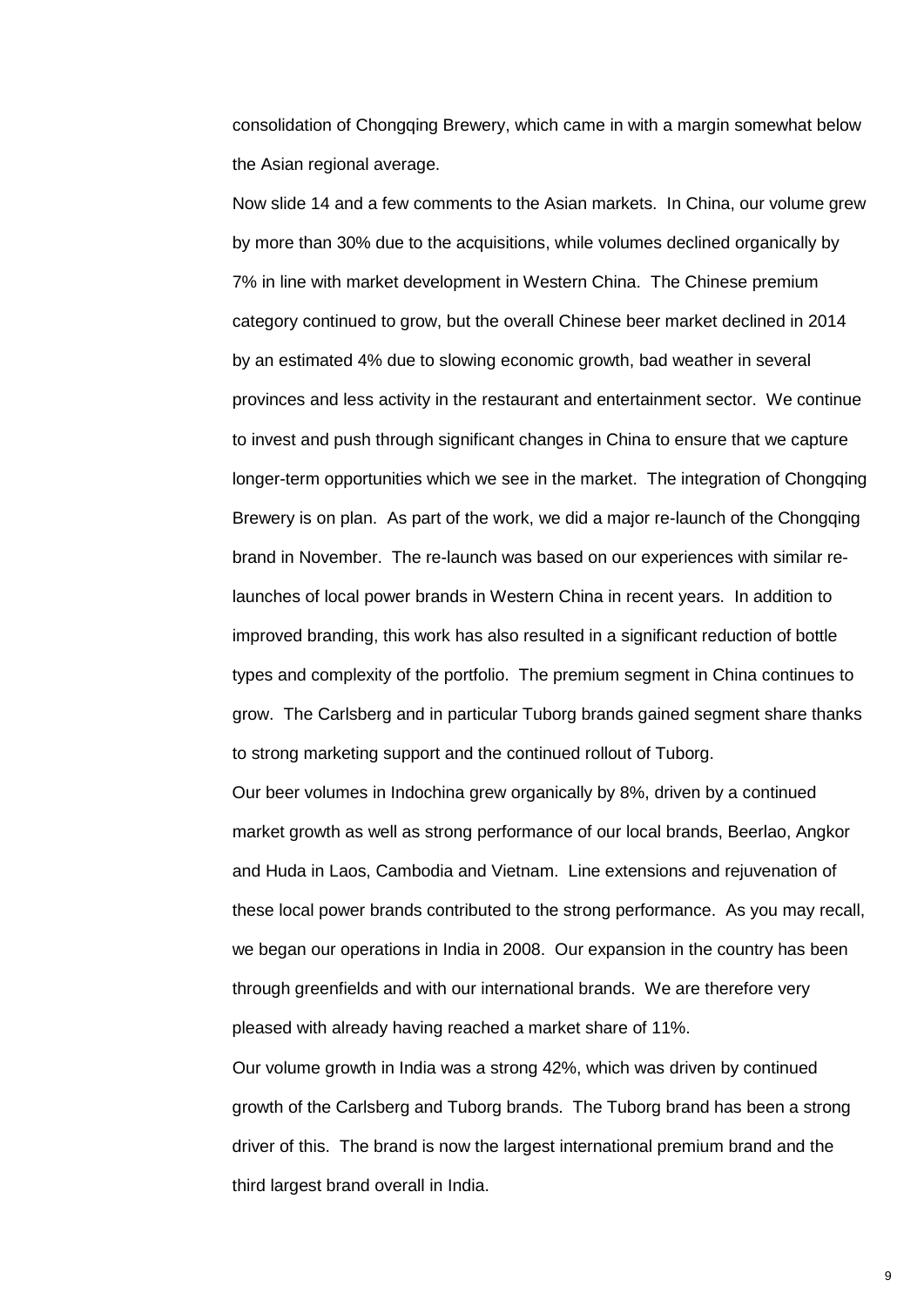consolidation of Chongqing Brewery, which came in with a margin somewhat below the Asian regional average.

Now slide 14 and a few comments to the Asian markets. In China, our volume grew by more than 30% due to the acquisitions, while volumes declined organically by 7% in line with market development in Western China. The Chinese premium category continued to grow, but the overall Chinese beer market declined in 2014 by an estimated 4% due to slowing economic growth, bad weather in several provinces and less activity in the restaurant and entertainment sector. We continue to invest and push through significant changes in China to ensure that we capture longer-term opportunities which we see in the market. The integration of Chongqing Brewery is on plan. As part of the work, we did a major re-launch of the Chongqing brand in November. The re-launch was based on our experiences with similar re-launches of local power brands in Western China in recent years. In addition to improved branding, this work has also resulted in a significant reduction of bottle types and complexity of the portfolio. The premium segment in China continues to grow. The Carlsberg and in particular Tuborg brands gained segment share thanks to strong marketing support and the continued rollout of Tuborg.

Our beer volumes in Indochina grew organically by 8%, driven by a continued market growth as well as strong performance of our local brands, Beerlao, Angkor and Huda in Laos, Cambodia and Vietnam. Line extensions and rejuvenation of these local power brands contributed to the strong performance. As you may recall, we began our operations in India in 2008. Our expansion in the country has been through greenfields and with our international brands. We are therefore very pleased with already having reached a market share of 11%.

Our volume growth in India was a strong 42%, which was driven by continued growth of the Carlsberg and Tuborg brands. The Tuborg brand has been a strong driver of this. The brand is now the largest international premium brand and the third largest brand overall in India.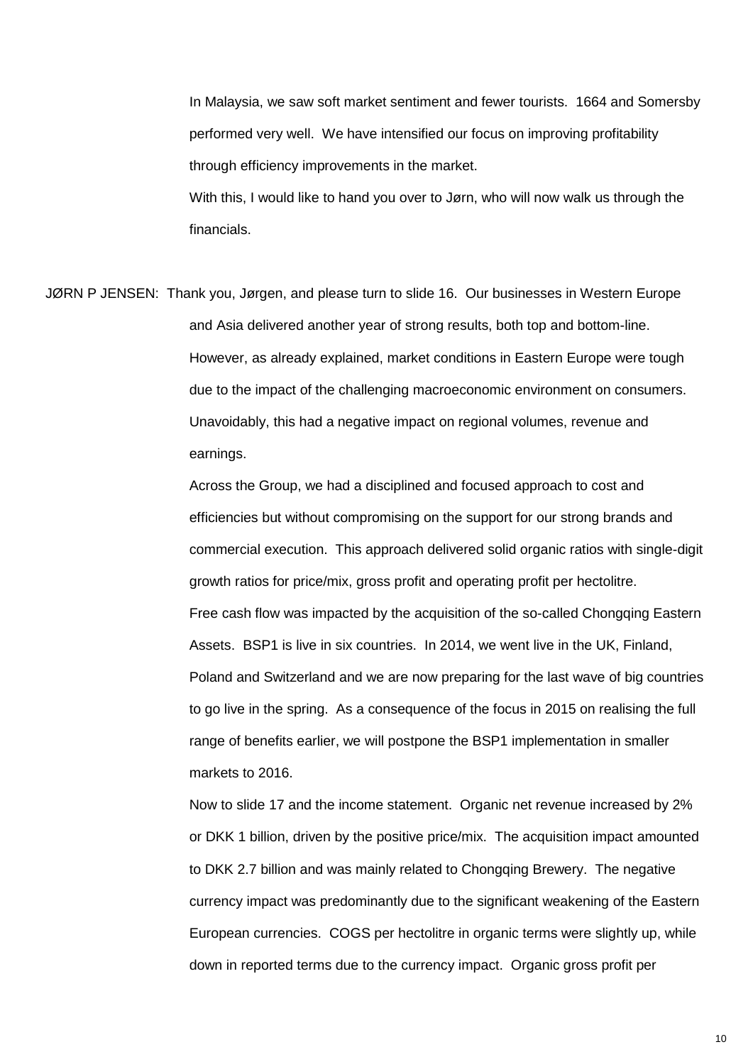In Malaysia, we saw soft market sentiment and fewer tourists. 1664 and Somersby performed very well. We have intensified our focus on improving profitability through efficiency improvements in the market.

With this, I would like to hand you over to Jørn, who will now walk us through the financials.

JØRN P JENSEN: Thank you, Jørgen, and please turn to slide 16. Our businesses in Western Europe and Asia delivered another year of strong results, both top and bottom-line. However, as already explained, market conditions in Eastern Europe were tough due to the impact of the challenging macroeconomic environment on consumers. Unavoidably, this had a negative impact on regional volumes, revenue and earnings.

Across the Group, we had a disciplined and focused approach to cost and efficiencies but without compromising on the support for our strong brands and commercial execution. This approach delivered solid organic ratios with single-digit growth ratios for price/mix, gross profit and operating profit per hectolitre.

Free cash flow was impacted by the acquisition of the so-called Chongqing Eastern Assets. BSP1 is live in six countries. In 2014, we went live in the UK, Finland, Poland and Switzerland and we are now preparing for the last wave of big countries to go live in the spring. As a consequence of the focus in 2015 on realising the full range of benefits earlier, we will postpone the BSP1 implementation in smaller markets to 2016.

Now to slide 17 and the income statement. Organic net revenue increased by 2% or DKK 1 billion, driven by the positive price/mix. The acquisition impact amounted to DKK 2.7 billion and was mainly related to Chongqing Brewery. The negative currency impact was predominantly due to the significant weakening of the Eastern European currencies. COGS per hectolitre in organic terms were slightly up, while down in reported terms due to the currency impact. Organic gross profit per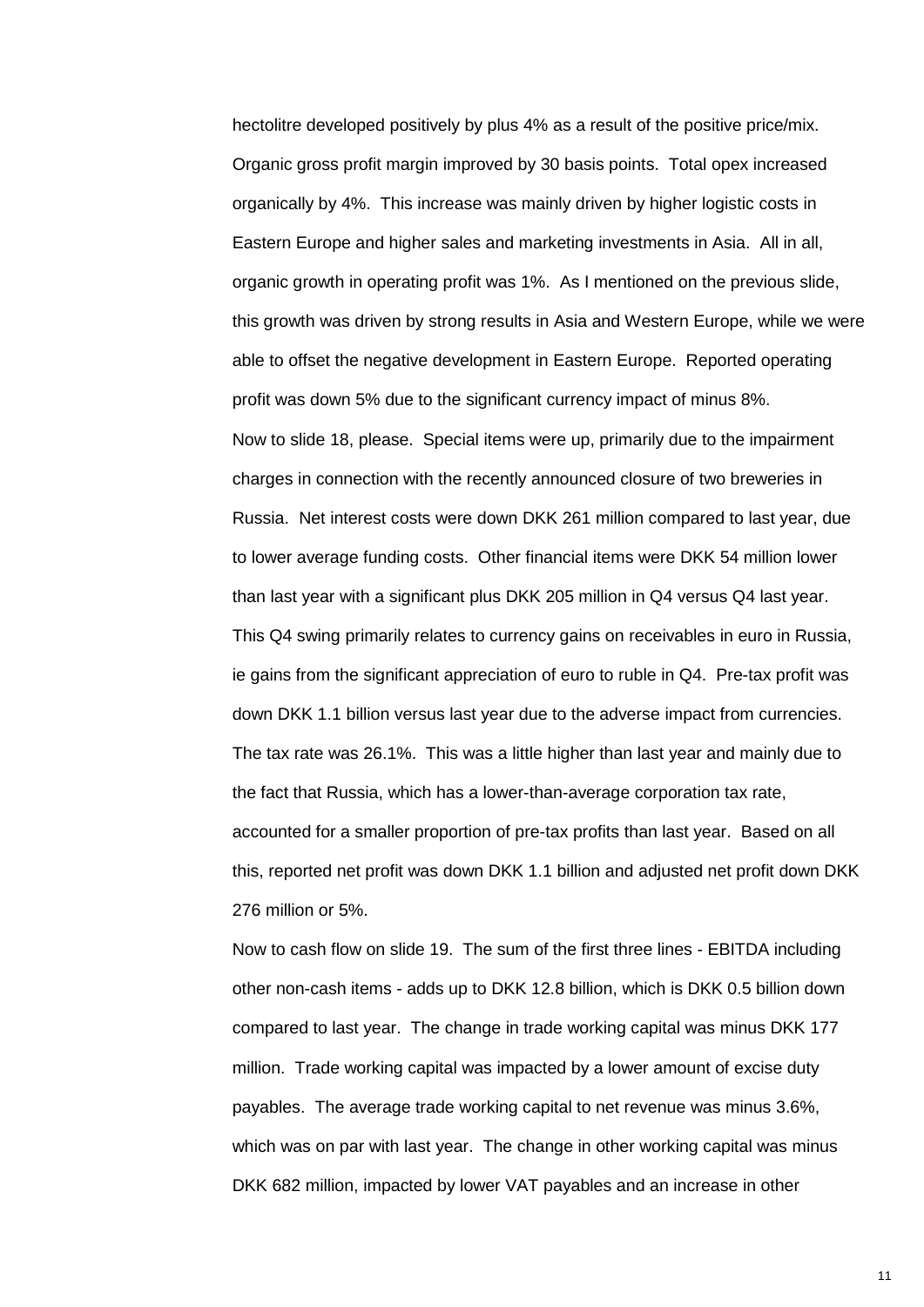hectolitre developed positively by plus 4% as a result of the positive price/mix. Organic gross profit margin improved by 30 basis points. Total opex increased organically by 4%. This increase was mainly driven by higher logistic costs in Eastern Europe and higher sales and marketing investments in Asia. All in all, organic growth in operating profit was 1%. As I mentioned on the previous slide, this growth was driven by strong results in Asia and Western Europe, while we were able to offset the negative development in Eastern Europe. Reported operating profit was down 5% due to the significant currency impact of minus 8%.

Now to slide 18, please. Special items were up, primarily due to the impairment charges in connection with the recently announced closure of two breweries in Russia. Net interest costs were down DKK 261 million compared to last year, due to lower average funding costs. Other financial items were DKK 54 million lower than last year with a significant plus DKK 205 million in Q4 versus Q4 last year. This Q4 swing primarily relates to currency gains on receivables in euro in Russia, ie gains from the significant appreciation of euro to ruble in Q4. Pre-tax profit was down DKK 1.1 billion versus last year due to the adverse impact from currencies. The tax rate was 26.1%. This was a little higher than last year and mainly due to the fact that Russia, which has a lower-than-average corporation tax rate, accounted for a smaller proportion of pre-tax profits than last year. Based on all this, reported net profit was down DKK 1.1 billion and adjusted net profit down DKK 276 million or 5%.

Now to cash flow on slide 19. The sum of the first three lines - EBITDA including other non-cash items - adds up to DKK 12.8 billion, which is DKK 0.5 billion down compared to last year. The change in trade working capital was minus DKK 177 million. Trade working capital was impacted by a lower amount of excise duty payables. The average trade working capital to net revenue was minus 3.6%, which was on par with last year. The change in other working capital was minus DKK 682 million, impacted by lower VAT payables and an increase in other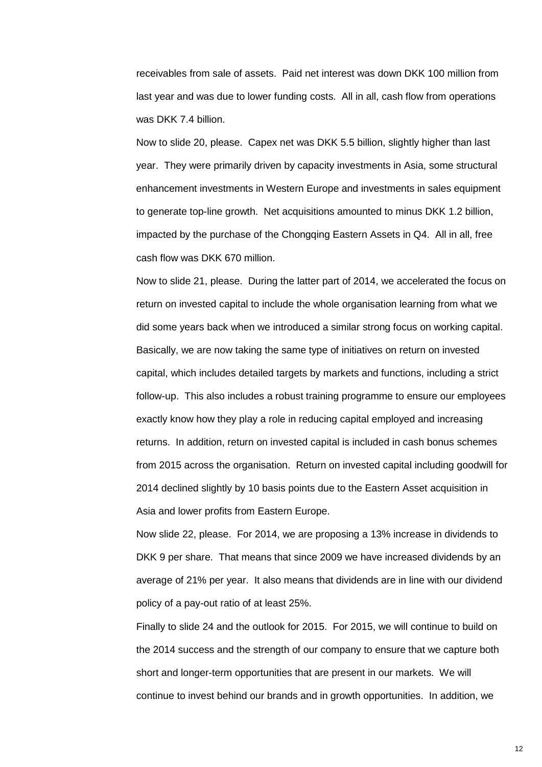receivables from sale of assets. Paid net interest was down DKK 100 million from last year and was due to lower funding costs. All in all, cash flow from operations was DKK 7.4 billion.

Now to slide 20, please. Capex net was DKK 5.5 billion, slightly higher than last year. They were primarily driven by capacity investments in Asia, some structural enhancement investments in Western Europe and investments in sales equipment to generate top-line growth. Net acquisitions amounted to minus DKK 1.2 billion, impacted by the purchase of the Chongqing Eastern Assets in Q4. All in all, free cash flow was DKK 670 million.

Now to slide 21, please. During the latter part of 2014, we accelerated the focus on return on invested capital to include the whole organisation learning from what we did some years back when we introduced a similar strong focus on working capital. Basically, we are now taking the same type of initiatives on return on invested capital, which includes detailed targets by markets and functions, including a strict follow-up. This also includes a robust training programme to ensure our employees exactly know how they play a role in reducing capital employed and increasing returns. In addition, return on invested capital is included in cash bonus schemes from 2015 across the organisation. Return on invested capital including goodwill for 2014 declined slightly by 10 basis points due to the Eastern Asset acquisition in Asia and lower profits from Eastern Europe.

Now slide 22, please. For 2014, we are proposing a 13% increase in dividends to DKK 9 per share. That means that since 2009 we have increased dividends by an average of 21% per year. It also means that dividends are in line with our dividend policy of a pay-out ratio of at least 25%.

Finally to slide 24 and the outlook for 2015. For 2015, we will continue to build on the 2014 success and the strength of our company to ensure that we capture both short and longer-term opportunities that are present in our markets. We will continue to invest behind our brands and in growth opportunities. In addition, we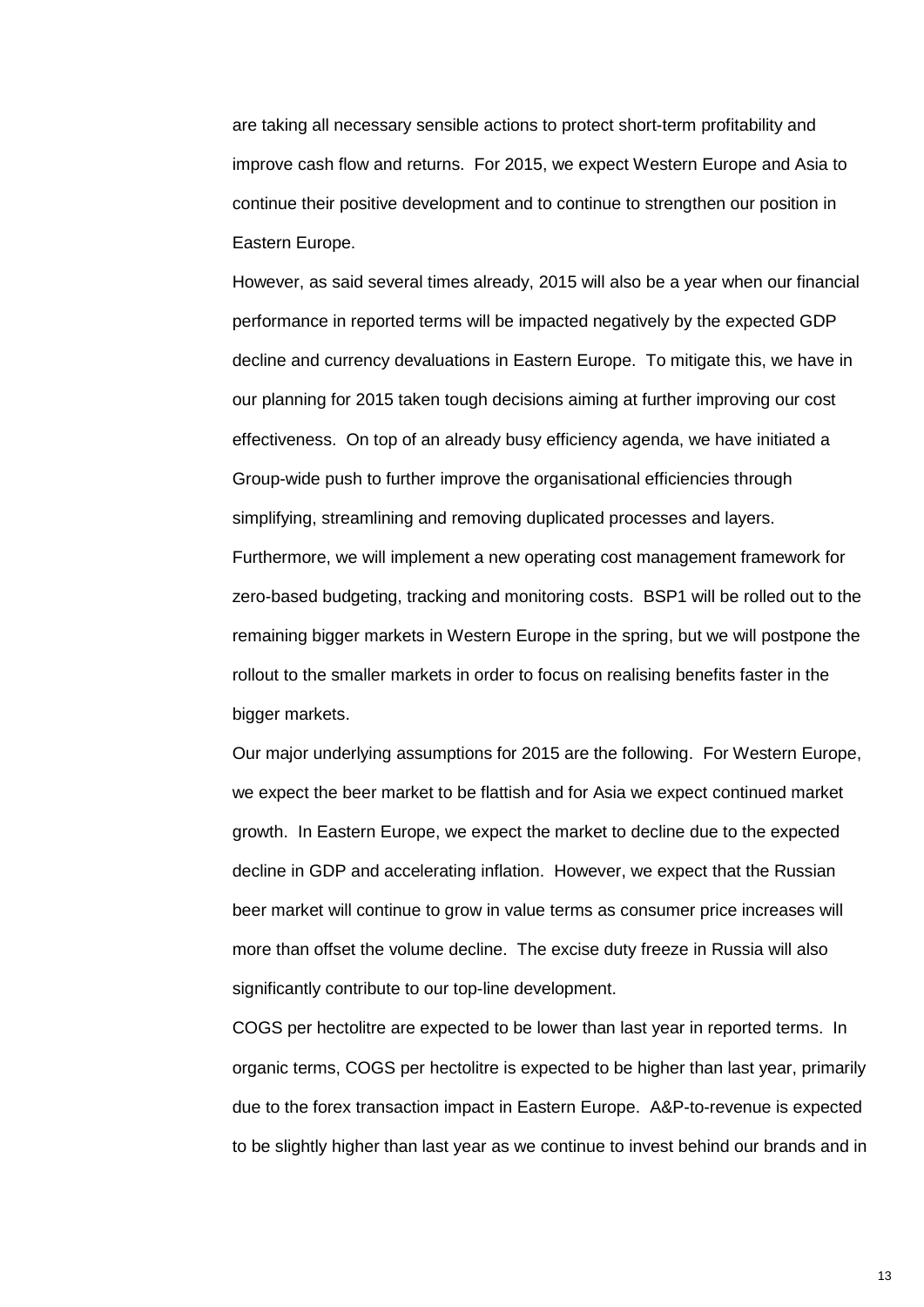are taking all necessary sensible actions to protect short-term profitability and improve cash flow and returns. For 2015, we expect Western Europe and Asia to continue their positive development and to continue to strengthen our position in Eastern Europe.

However, as said several times already, 2015 will also be a year when our financial performance in reported terms will be impacted negatively by the expected GDP decline and currency devaluations in Eastern Europe. To mitigate this, we have in our planning for 2015 taken tough decisions aiming at further improving our cost effectiveness. On top of an already busy efficiency agenda, we have initiated a Group-wide push to further improve the organisational efficiencies through simplifying, streamlining and removing duplicated processes and layers. Furthermore, we will implement a new operating cost management framework for zero-based budgeting, tracking and monitoring costs. BSP1 will be rolled out to the remaining bigger markets in Western Europe in the spring, but we will postpone the rollout to the smaller markets in order to focus on realising benefits faster in the bigger markets.

Our major underlying assumptions for 2015 are the following. For Western Europe, we expect the beer market to be flattish and for Asia we expect continued market growth. In Eastern Europe, we expect the market to decline due to the expected decline in GDP and accelerating inflation. However, we expect that the Russian beer market will continue to grow in value terms as consumer price increases will more than offset the volume decline. The excise duty freeze in Russia will also significantly contribute to our top-line development.

COGS per hectolitre are expected to be lower than last year in reported terms. In organic terms, COGS per hectolitre is expected to be higher than last year, primarily due to the forex transaction impact in Eastern Europe. A&P-to-revenue is expected to be slightly higher than last year as we continue to invest behind our brands and in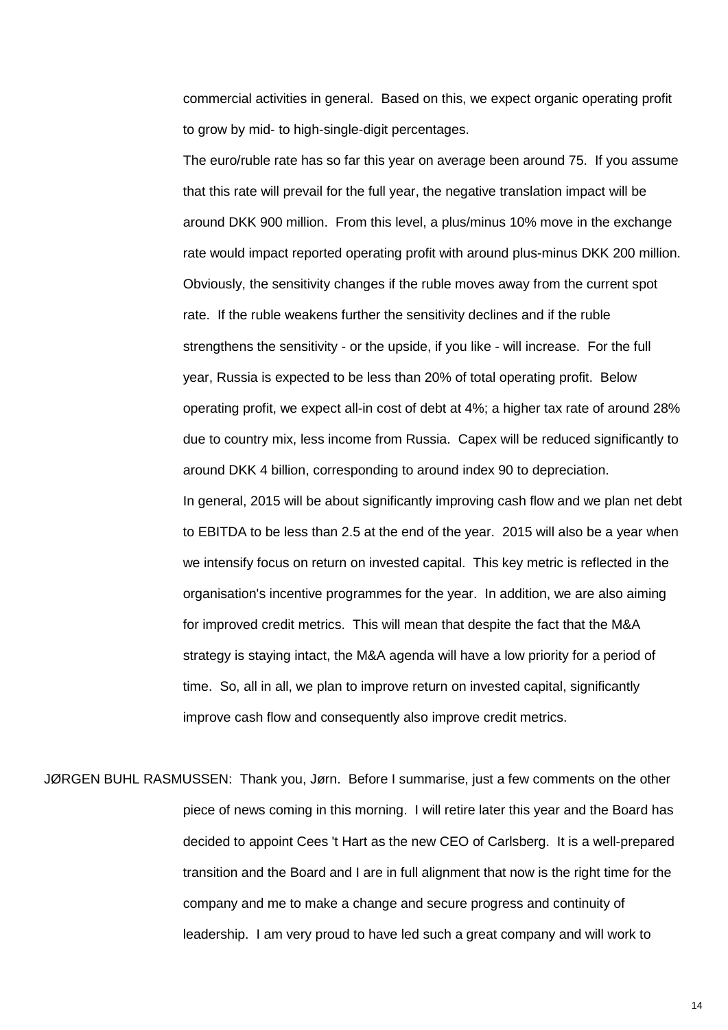commercial activities in general. Based on this, we expect organic operating profit to grow by mid- to high-single-digit percentages.

The euro/ruble rate has so far this year on average been around 75. If you assume that this rate will prevail for the full year, the negative translation impact will be around DKK 900 million. From this level, a plus/minus 10% move in the exchange rate would impact reported operating profit with around plus-minus DKK 200 million. Obviously, the sensitivity changes if the ruble moves away from the current spot rate. If the ruble weakens further the sensitivity declines and if the ruble strengthens the sensitivity - or the upside, if you like - will increase. For the full year, Russia is expected to be less than 20% of total operating profit. Below operating profit, we expect all-in cost of debt at 4%; a higher tax rate of around 28% due to country mix, less income from Russia. Capex will be reduced significantly to around DKK 4 billion, corresponding to around index 90 to depreciation.

In general, 2015 will be about significantly improving cash flow and we plan net debt to EBITDA to be less than 2.5 at the end of the year. 2015 will also be a year when we intensify focus on return on invested capital. This key metric is reflected in the organisation's incentive programmes for the year. In addition, we are also aiming for improved credit metrics. This will mean that despite the fact that the M&A strategy is staying intact, the M&A agenda will have a low priority for a period of time. So, all in all, we plan to improve return on invested capital, significantly improve cash flow and consequently also improve credit metrics.

JØRGEN BUHL RASMUSSEN: Thank you, Jørn. Before I summarise, just a few comments on the other piece of news coming in this morning. I will retire later this year and the Board has decided to appoint Cees 't Hart as the new CEO of Carlsberg. It is a well-prepared transition and the Board and I are in full alignment that now is the right time for the company and me to make a change and secure progress and continuity of leadership. I am very proud to have led such a great company and will work to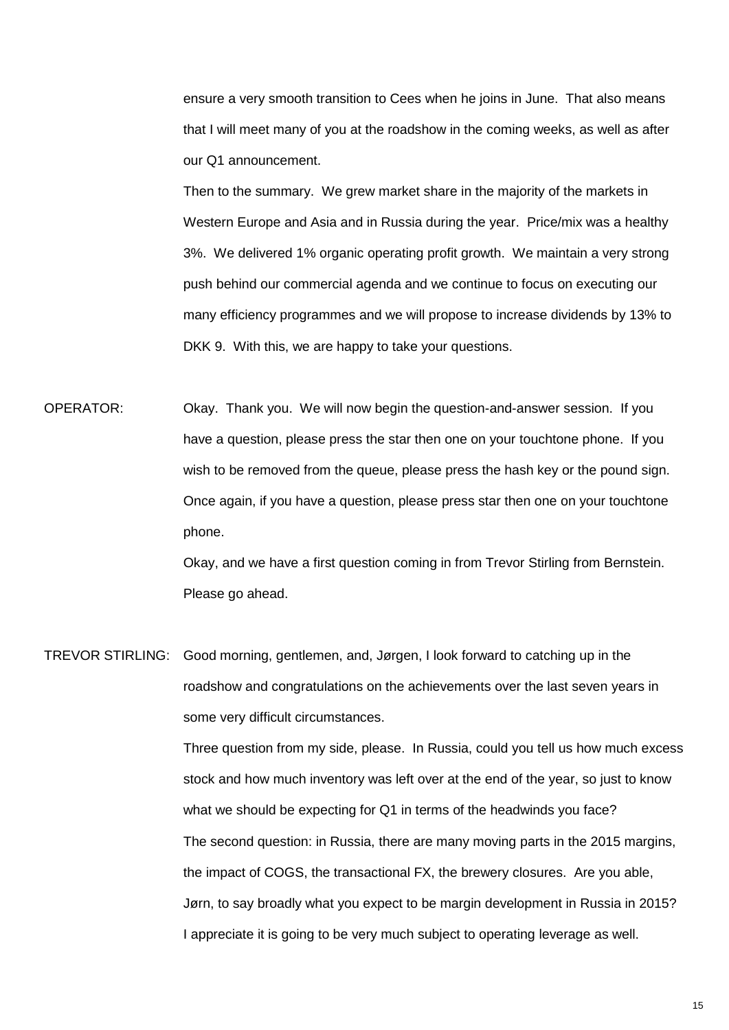ensure a very smooth transition to Cees when he joins in June. That also means that I will meet many of you at the roadshow in the coming weeks, as well as after our Q1 announcement.

Then to the summary. We grew market share in the majority of the markets in Western Europe and Asia and in Russia during the year. Price/mix was a healthy 3%. We delivered 1% organic operating profit growth. We maintain a very strong push behind our commercial agenda and we continue to focus on executing our many efficiency programmes and we will propose to increase dividends by 13% to DKK 9. With this, we are happy to take your questions.

OPERATOR: Okay. Thank you. We will now begin the question-and-answer session. If you have a question, please press the star then one on your touchtone phone. If you wish to be removed from the queue, please press the hash key or the pound sign. Once again, if you have a question, please press star then one on your touchtone phone.

Okay, and we have a first question coming in from Trevor Stirling from Bernstein. Please go ahead.

TREVOR STIRLING: Good morning, gentlemen, and, Jørgen, I look forward to catching up in the roadshow and congratulations on the achievements over the last seven years in some very difficult circumstances.

Three question from my side, please. In Russia, could you tell us how much excess stock and how much inventory was left over at the end of the year, so just to know what we should be expecting for Q1 in terms of the headwinds you face?

The second question: in Russia, there are many moving parts in the 2015 margins, the impact of COGS, the transactional FX, the brewery closures. Are you able, Jørn, to say broadly what you expect to be margin development in Russia in 2015? I appreciate it is going to be very much subject to operating leverage as well.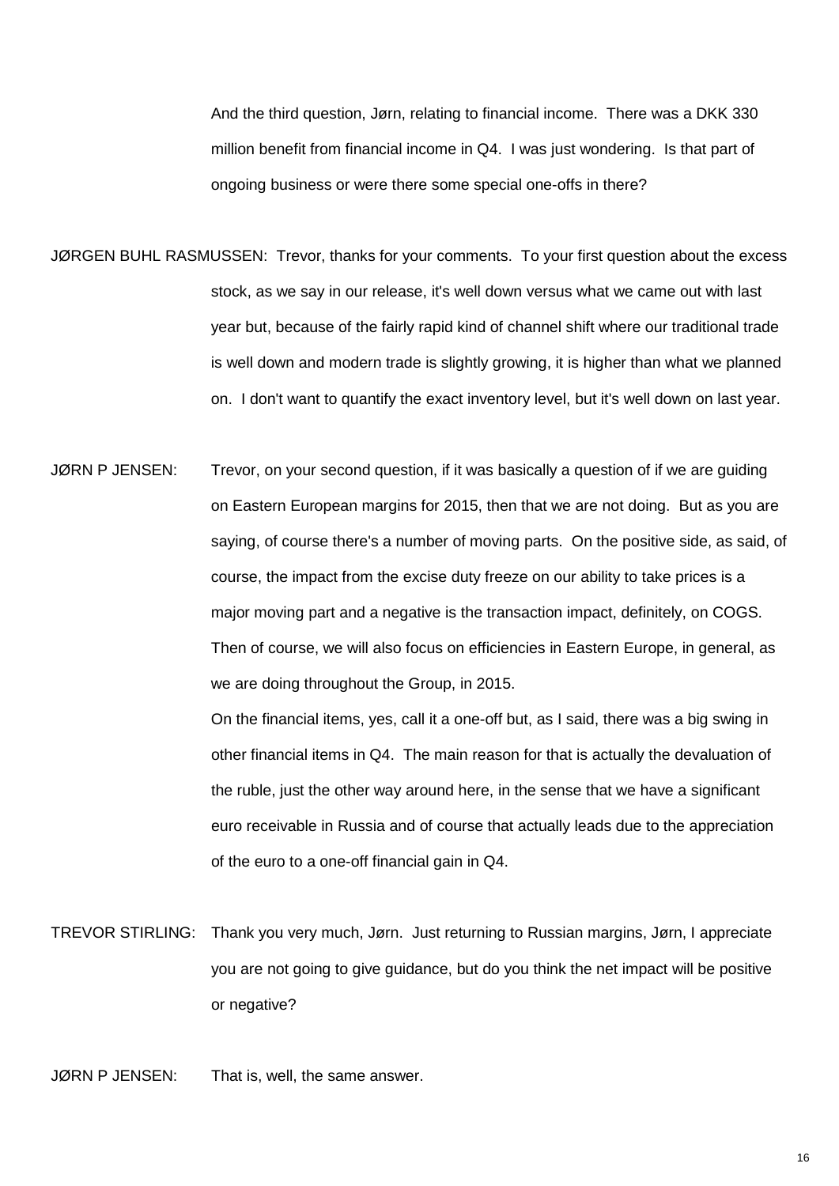And the third question, Jørn, relating to financial income. There was a DKK 330 million benefit from financial income in Q4. I was just wondering. Is that part of ongoing business or were there some special one-offs in there?

JØRGEN BUHL RASMUSSEN: Trevor, thanks for your comments. To your first question about the excess stock, as we say in our release, it's well down versus what we came out with last year but, because of the fairly rapid kind of channel shift where our traditional trade is well down and modern trade is slightly growing, it is higher than what we planned on. I don't want to quantify the exact inventory level, but it's well down on last year.

JØRN P JENSEN: Trevor, on your second question, if it was basically a question of if we are guiding on Eastern European margins for 2015, then that we are not doing. But as you are saying, of course there's a number of moving parts. On the positive side, as said, of course, the impact from the excise duty freeze on our ability to take prices is a major moving part and a negative is the transaction impact, definitely, on COGS. Then of course, we will also focus on efficiencies in Eastern Europe, in general, as we are doing throughout the Group, in 2015.

On the financial items, yes, call it a one-off but, as I said, there was a big swing in other financial items in Q4. The main reason for that is actually the devaluation of the ruble, just the other way around here, in the sense that we have a significant euro receivable in Russia and of course that actually leads due to the appreciation of the euro to a one-off financial gain in Q4.

TREVOR STIRLING: Thank you very much, Jørn. Just returning to Russian margins, Jørn, I appreciate you are not going to give guidance, but do you think the net impact will be positive or negative?

JØRN P JENSEN: That is, well, the same answer.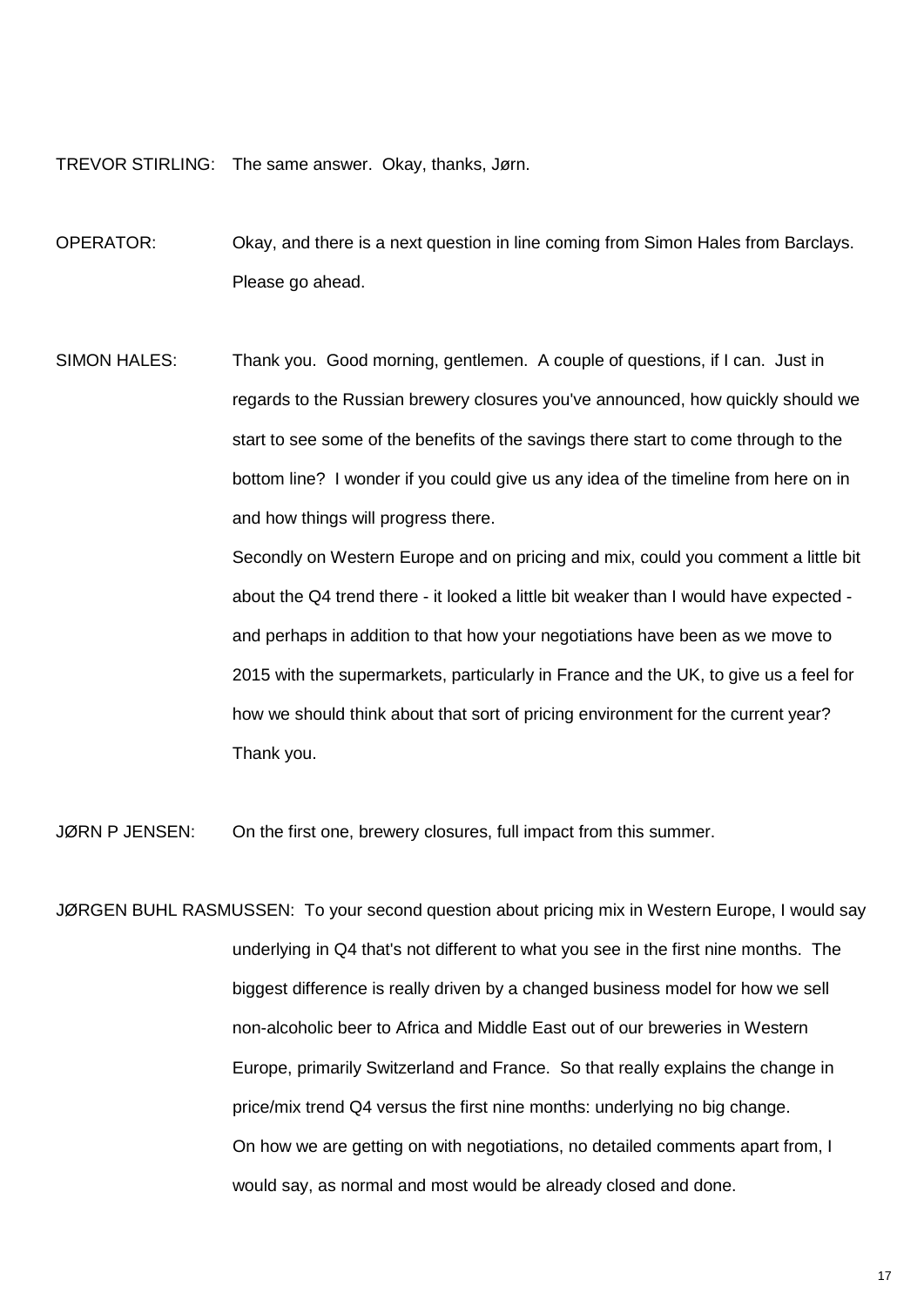TREVOR STIRLING: The same answer. Okay, thanks, Jørn.

OPERATOR: Okay, and there is a next question in line coming from Simon Hales from Barclays. Please go ahead.

SIMON HALES: Thank you. Good morning, gentlemen. A couple of questions, if I can. Just in regards to the Russian brewery closures you've announced, how quickly should we start to see some of the benefits of the savings there start to come through to the bottom line? I wonder if you could give us any idea of the timeline from here on in and how things will progress there.

Secondly on Western Europe and on pricing and mix, could you comment a little bit about the Q4 trend there - it looked a little bit weaker than I would have expected - and perhaps in addition to that how your negotiations have been as we move to 2015 with the supermarkets, particularly in France and the UK, to give us a feel for how we should think about that sort of pricing environment for the current year? Thank you.

JØRN P JENSEN: On the first one, brewery closures, full impact from this summer.

JØRGEN BUHL RASMUSSEN: To your second question about pricing mix in Western Europe, I would say underlying in Q4 that's not different to what you see in the first nine months. The biggest difference is really driven by a changed business model for how we sell non-alcoholic beer to Africa and Middle East out of our breweries in Western Europe, primarily Switzerland and France. So that really explains the change in price/mix trend Q4 versus the first nine months: underlying no big change.

On how we are getting on with negotiations, no detailed comments apart from, I would say, as normal and most would be already closed and done.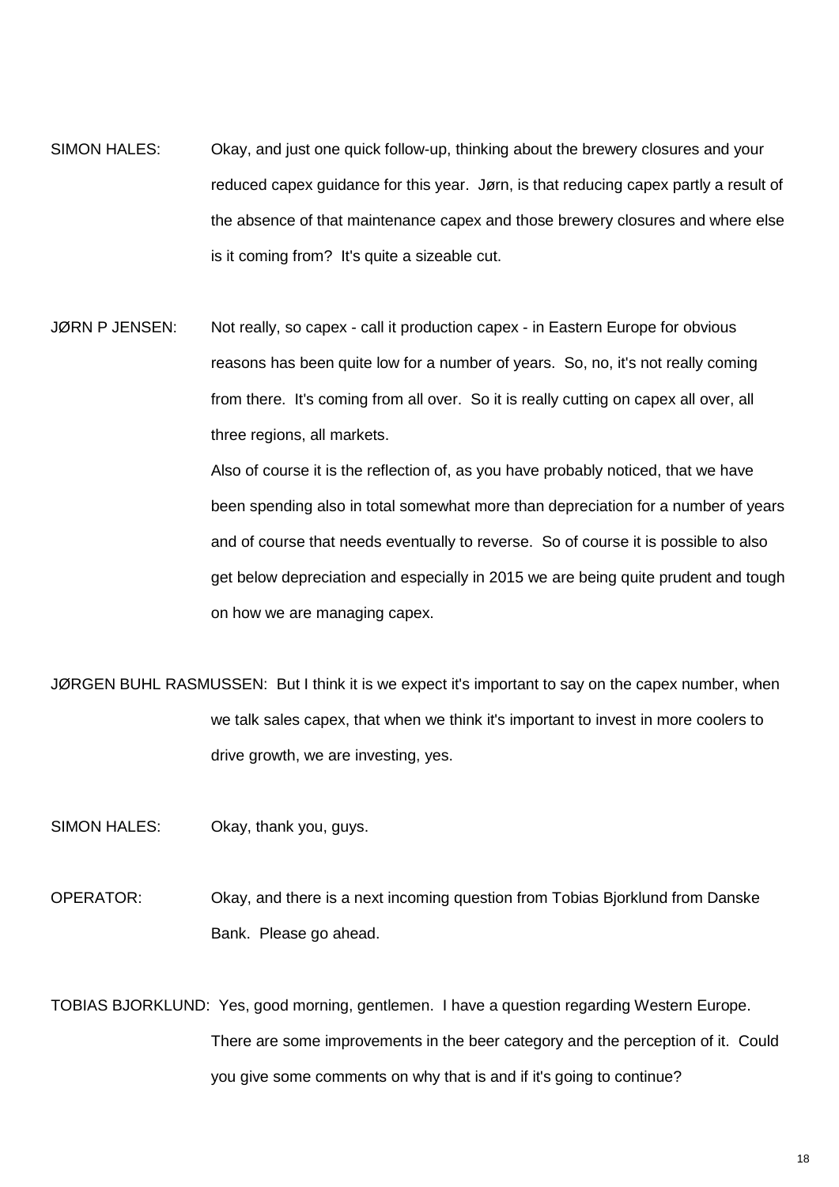SIMON HALES: Okay, and just one quick follow-up, thinking about the brewery closures and your reduced capex guidance for this year. Jørn, is that reducing capex partly a result of the absence of that maintenance capex and those brewery closures and where else is it coming from? It's quite a sizeable cut.

JØRN P JENSEN: Not really, so capex - call it production capex - in Eastern Europe for obvious reasons has been quite low for a number of years. So, no, it's not really coming from there. It's coming from all over. So it is really cutting on capex all over, all three regions, all markets.

Also of course it is the reflection of, as you have probably noticed, that we have been spending also in total somewhat more than depreciation for a number of years and of course that needs eventually to reverse. So of course it is possible to also get below depreciation and especially in 2015 we are being quite prudent and tough on how we are managing capex.

JØRGEN BUHL RASMUSSEN: But I think it is we expect it's important to say on the capex number, when we talk sales capex, that when we think it's important to invest in more coolers to drive growth, we are investing, yes.

SIMON HALES: Okay, thank you, guys.

OPERATOR: Okay, and there is a next incoming question from Tobias Bjorklund from Danske Bank. Please go ahead.

TOBIAS BJORKLUND: Yes, good morning, gentlemen. I have a question regarding Western Europe. There are some improvements in the beer category and the perception of it. Could you give some comments on why that is and if it's going to continue?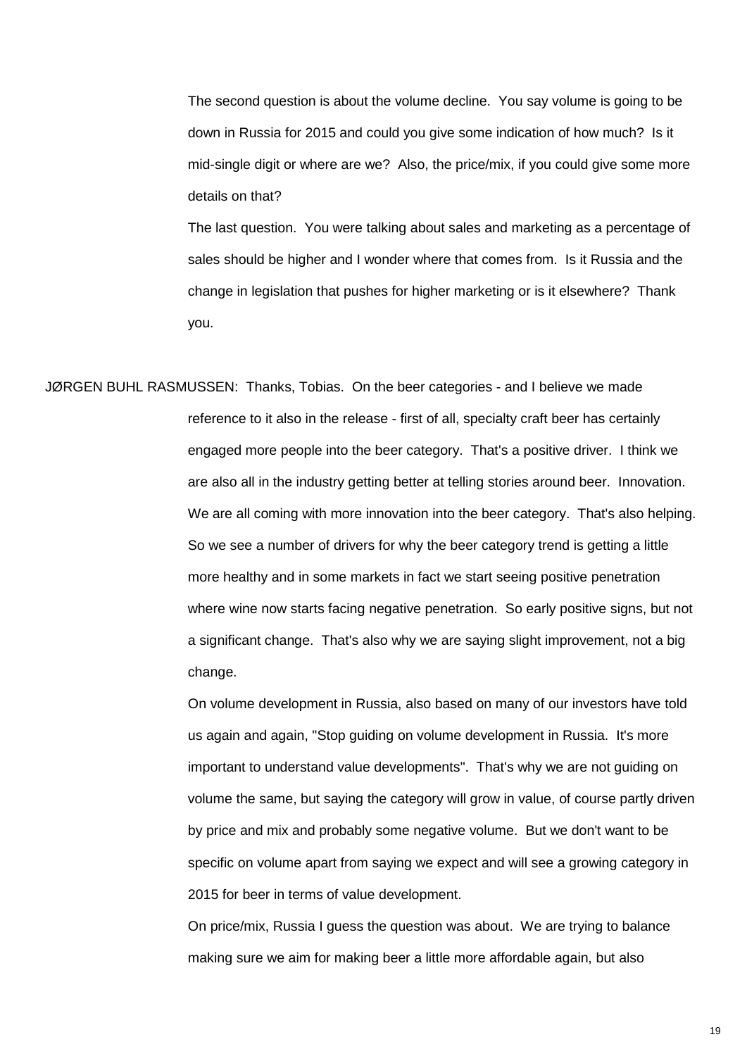The second question is about the volume decline. You say volume is going to be down in Russia for 2015 and could you give some indication of how much? Is it mid-single digit or where are we? Also, the price/mix, if you could give some more details on that?

The last question. You were talking about sales and marketing as a percentage of sales should be higher and I wonder where that comes from. Is it Russia and the change in legislation that pushes for higher marketing or is it elsewhere? Thank you.

JØRGEN BUHL RASMUSSEN: Thanks, Tobias. On the beer categories - and I believe we made reference to it also in the release - first of all, specialty craft beer has certainly engaged more people into the beer category. That's a positive driver. I think we are also all in the industry getting better at telling stories around beer. Innovation. We are all coming with more innovation into the beer category. That's also helping. So we see a number of drivers for why the beer category trend is getting a little more healthy and in some markets in fact we start seeing positive penetration where wine now starts facing negative penetration. So early positive signs, but not a significant change. That's also why we are saying slight improvement, not a big change.

On volume development in Russia, also based on many of our investors have told us again and again, "Stop guiding on volume development in Russia. It's more important to understand value developments". That's why we are not guiding on volume the same, but saying the category will grow in value, of course partly driven by price and mix and probably some negative volume. But we don't want to be specific on volume apart from saying we expect and will see a growing category in 2015 for beer in terms of value development.

On price/mix, Russia I guess the question was about. We are trying to balance making sure we aim for making beer a little more affordable again, but also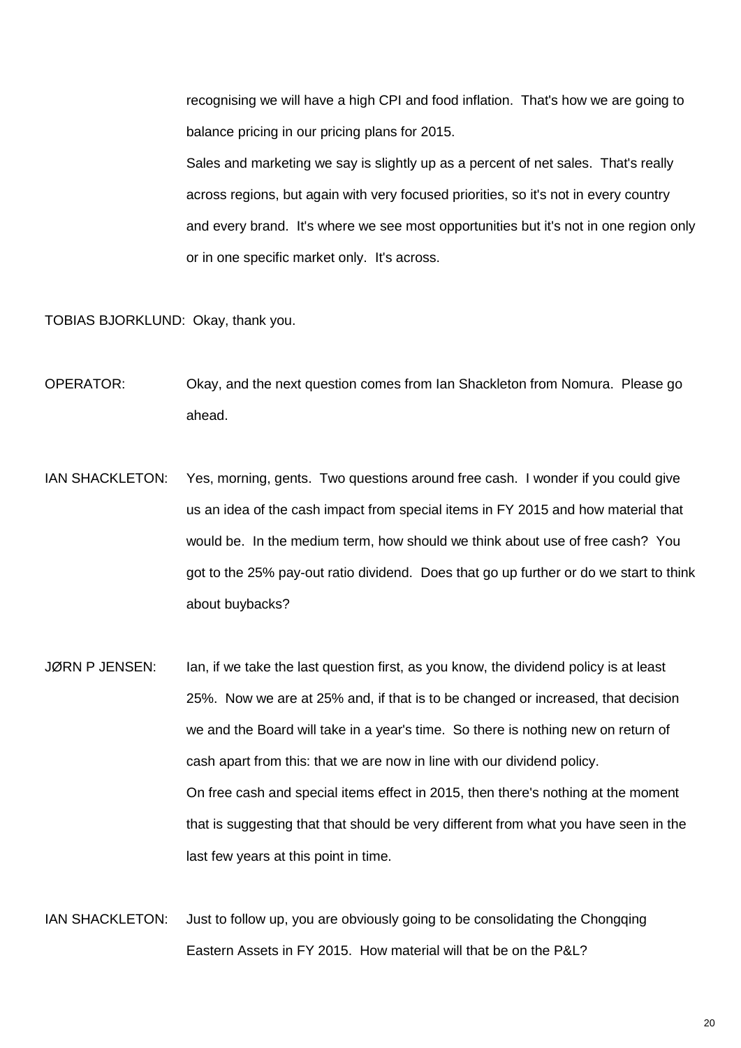recognising we will have a high CPI and food inflation. That's how we are going to balance pricing in our pricing plans for 2015.

Sales and marketing we say is slightly up as a percent of net sales. That's really across regions, but again with very focused priorities, so it's not in every country and every brand. It's where we see most opportunities but it's not in one region only or in one specific market only. It's across.

TOBIAS BJORKLUND: Okay, thank you.

OPERATOR: Okay, and the next question comes from Ian Shackleton from Nomura. Please go ahead.

IAN SHACKLETON: Yes, morning, gents. Two questions around free cash. I wonder if you could give us an idea of the cash impact from special items in FY 2015 and how material that would be. In the medium term, how should we think about use of free cash? You got to the 25% pay-out ratio dividend. Does that go up further or do we start to think about buybacks?

JØRN P JENSEN: Ian, if we take the last question first, as you know, the dividend policy is at least 25%. Now we are at 25% and, if that is to be changed or increased, that decision we and the Board will take in a year's time. So there is nothing new on return of cash apart from this: that we are now in line with our dividend policy.

On free cash and special items effect in 2015, then there's nothing at the moment that is suggesting that that should be very different from what you have seen in the last few years at this point in time.

IAN SHACKLETON: Just to follow up, you are obviously going to be consolidating the Chongqing Eastern Assets in FY 2015. How material will that be on the P&L?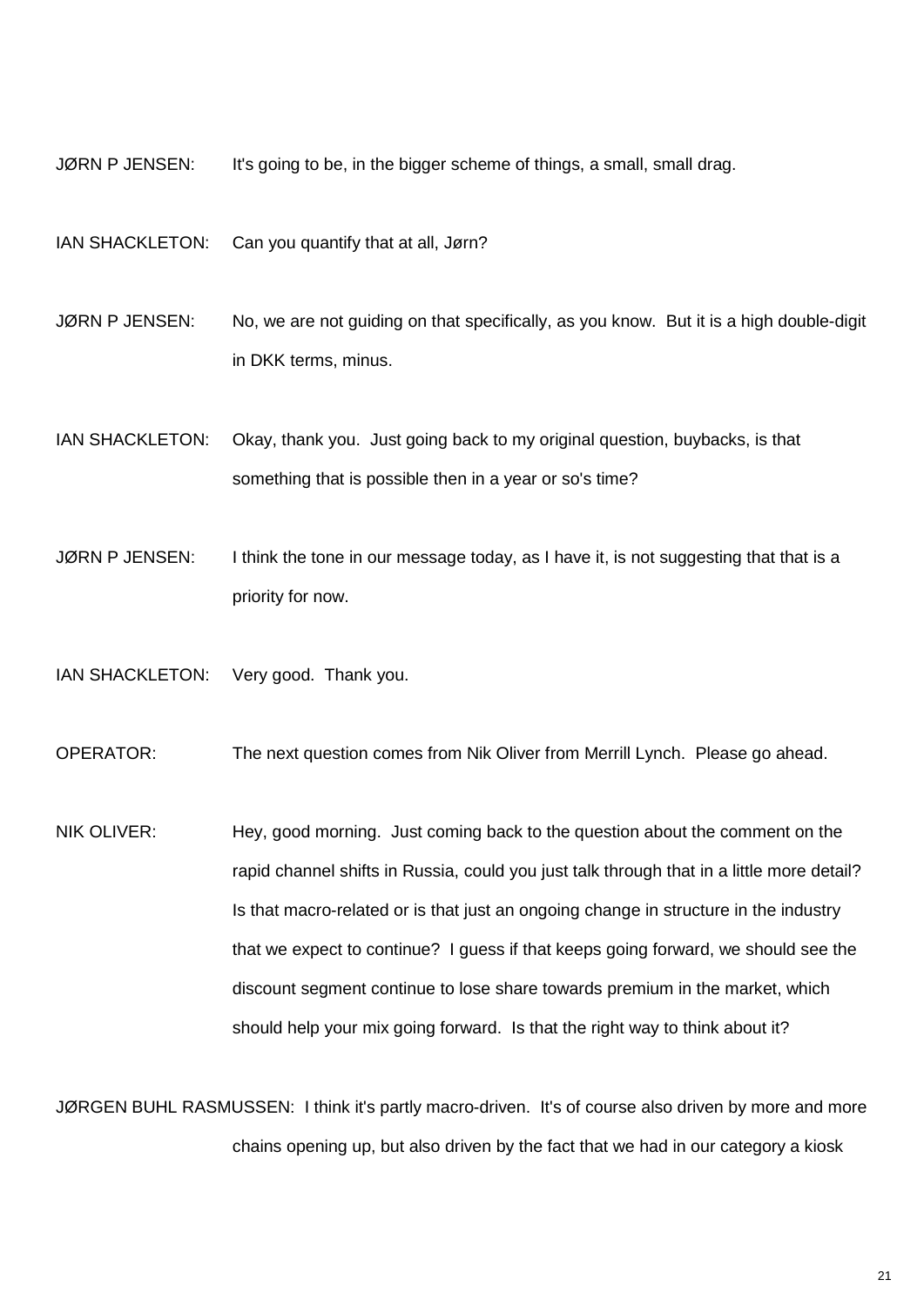JØRN P JENSEN: It's going to be, in the bigger scheme of things, a small, small drag.

IAN SHACKLETON: Can you quantify that at all, Jørn?

JØRN P JENSEN: No, we are not guiding on that specifically, as you know. But it is a high double-digit in DKK terms, minus.

IAN SHACKLETON: Okay, thank you. Just going back to my original question, buybacks, is that something that is possible then in a year or so's time?

JØRN P JENSEN: I think the tone in our message today, as I have it, is not suggesting that that is a priority for now.

IAN SHACKLETON: Very good. Thank you.

OPERATOR: The next question comes from Nik Oliver from Merrill Lynch. Please go ahead.

NIK OLIVER: Hey, good morning. Just coming back to the question about the comment on the rapid channel shifts in Russia, could you just talk through that in a little more detail? Is that macro-related or is that just an ongoing change in structure in the industry that we expect to continue? I guess if that keeps going forward, we should see the discount segment continue to lose share towards premium in the market, which should help your mix going forward. Is that the right way to think about it?

JØRGEN BUHL RASMUSSEN: I think it's partly macro-driven. It's of course also driven by more and more chains opening up, but also driven by the fact that we had in our category a kiosk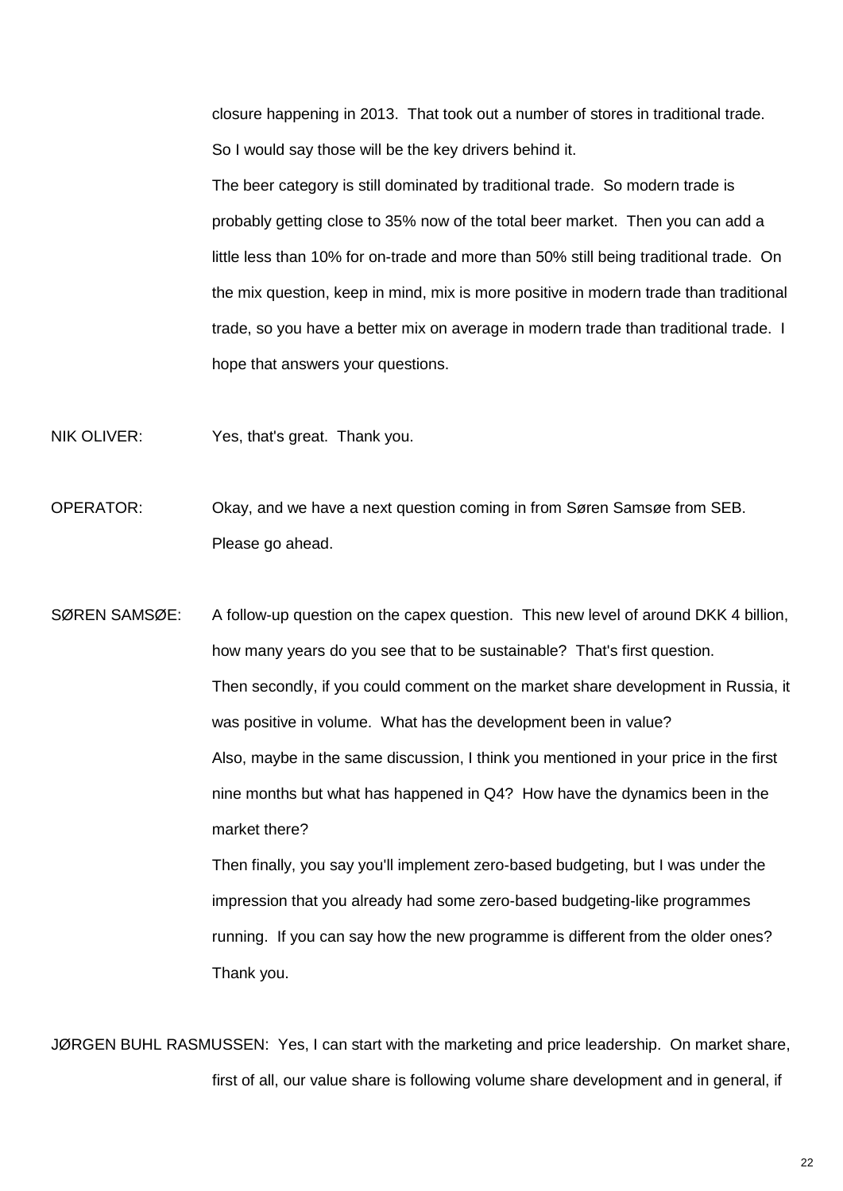closure happening in 2013. That took out a number of stores in traditional trade. So I would say those will be the key drivers behind it.

The beer category is still dominated by traditional trade. So modern trade is probably getting close to 35% now of the total beer market. Then you can add a little less than 10% for on-trade and more than 50% still being traditional trade. On the mix question, keep in mind, mix is more positive in modern trade than traditional trade, so you have a better mix on average in modern trade than traditional trade. I hope that answers your questions.

NIK OLIVER: Yes, that's great. Thank you.

OPERATOR: Okay, and we have a next question coming in from Søren Samsøe from SEB. Please go ahead.

SØREN SAMSØE: A follow-up question on the capex question. This new level of around DKK 4 billion, how many years do you see that to be sustainable? That's first question.

Then secondly, if you could comment on the market share development in Russia, it was positive in volume. What has the development been in value?

Also, maybe in the same discussion, I think you mentioned in your price in the first nine months but what has happened in Q4? How have the dynamics been in the market there?

Then finally, you say you'll implement zero-based budgeting, but I was under the impression that you already had some zero-based budgeting-like programmes running. If you can say how the new programme is different from the older ones? Thank you.

JØRGEN BUHL RASMUSSEN: Yes, I can start with the marketing and price leadership. On market share, first of all, our value share is following volume share development and in general, if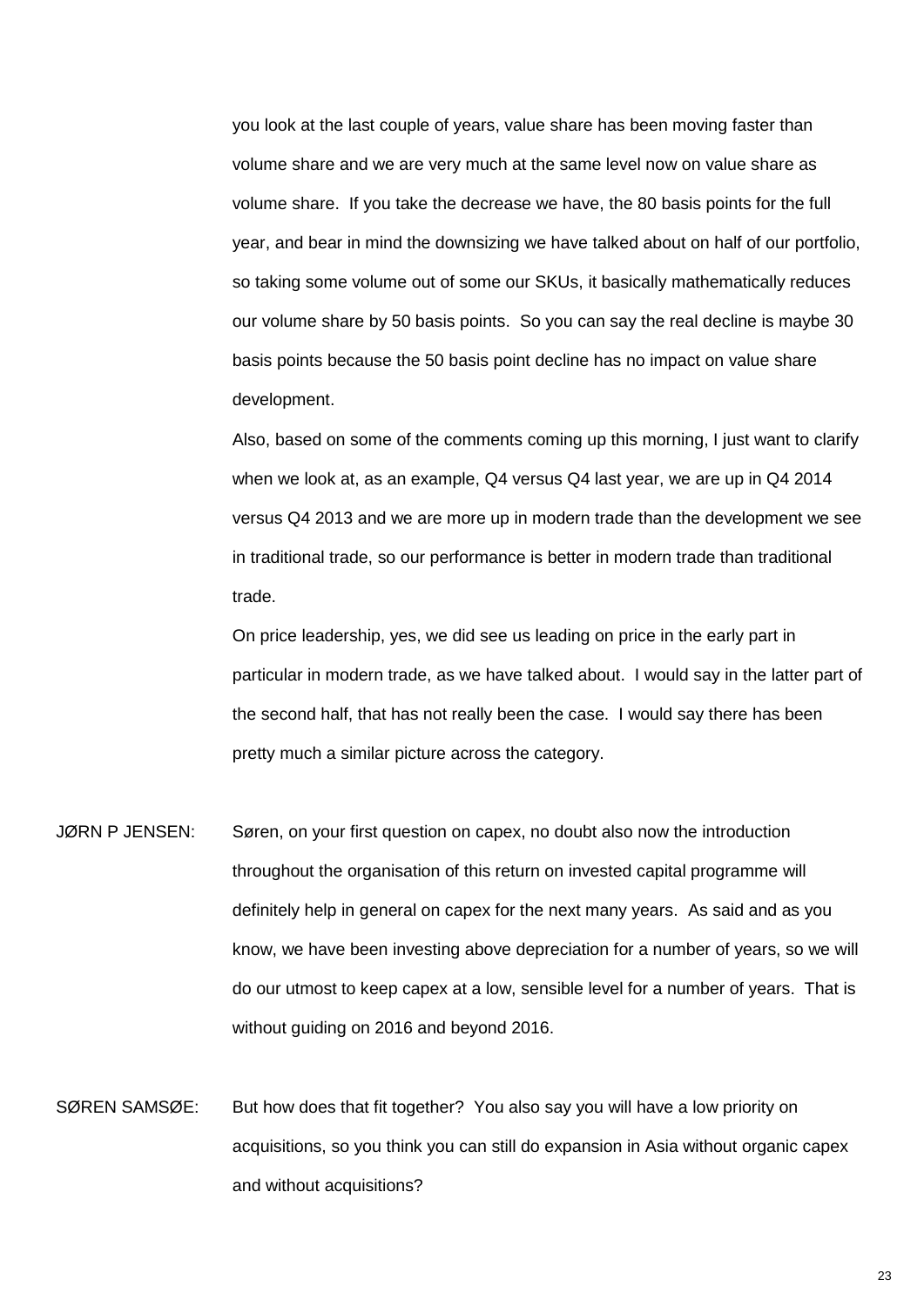you look at the last couple of years, value share has been moving faster than volume share and we are very much at the same level now on value share as volume share. If you take the decrease we have, the 80 basis points for the full year, and bear in mind the downsizing we have talked about on half of our portfolio, so taking some volume out of some our SKUs, it basically mathematically reduces our volume share by 50 basis points. So you can say the real decline is maybe 30 basis points because the 50 basis point decline has no impact on value share development.

Also, based on some of the comments coming up this morning, I just want to clarify when we look at, as an example, Q4 versus Q4 last year, we are up in Q4 2014 versus Q4 2013 and we are more up in modern trade than the development we see in traditional trade, so our performance is better in modern trade than traditional trade.

On price leadership, yes, we did see us leading on price in the early part in particular in modern trade, as we have talked about. I would say in the latter part of the second half, that has not really been the case. I would say there has been pretty much a similar picture across the category.

JØRN P JENSEN: Søren, on your first question on capex, no doubt also now the introduction throughout the organisation of this return on invested capital programme will definitely help in general on capex for the next many years. As said and as you know, we have been investing above depreciation for a number of years, so we will do our utmost to keep capex at a low, sensible level for a number of years. That is without guiding on 2016 and beyond 2016.

SØREN SAMSØE: But how does that fit together? You also say you will have a low priority on acquisitions, so you think you can still do expansion in Asia without organic capex and without acquisitions?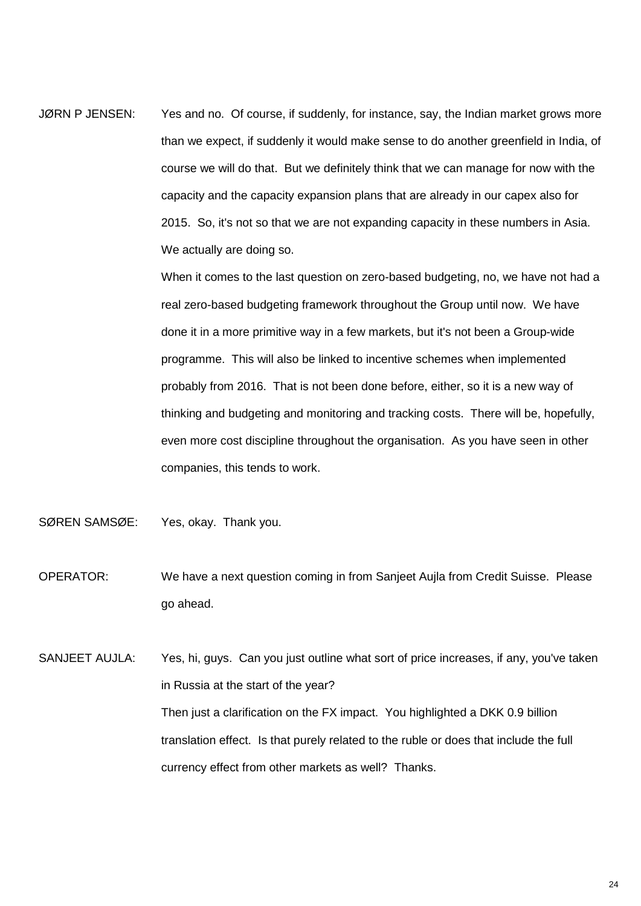JØRN P JENSEN: Yes and no. Of course, if suddenly, for instance, say, the Indian market grows more than we expect, if suddenly it would make sense to do another greenfield in India, of course we will do that. But we definitely think that we can manage for now with the capacity and the capacity expansion plans that are already in our capex also for 2015. So, it's not so that we are not expanding capacity in these numbers in Asia. We actually are doing so.

When it comes to the last question on zero-based budgeting, no, we have not had a real zero-based budgeting framework throughout the Group until now. We have done it in a more primitive way in a few markets, but it's not been a Group-wide programme. This will also be linked to incentive schemes when implemented probably from 2016. That is not been done before, either, so it is a new way of thinking and budgeting and monitoring and tracking costs. There will be, hopefully, even more cost discipline throughout the organisation. As you have seen in other companies, this tends to work.

SØREN SAMSØE: Yes, okay. Thank you.

OPERATOR: We have a next question coming in from Sanjeet Aujla from Credit Suisse. Please go ahead.

SANJEET AUJLA: Yes, hi, guys. Can you just outline what sort of price increases, if any, you've taken in Russia at the start of the year?

Then just a clarification on the FX impact. You highlighted a DKK 0.9 billion translation effect. Is that purely related to the ruble or does that include the full currency effect from other markets as well? Thanks.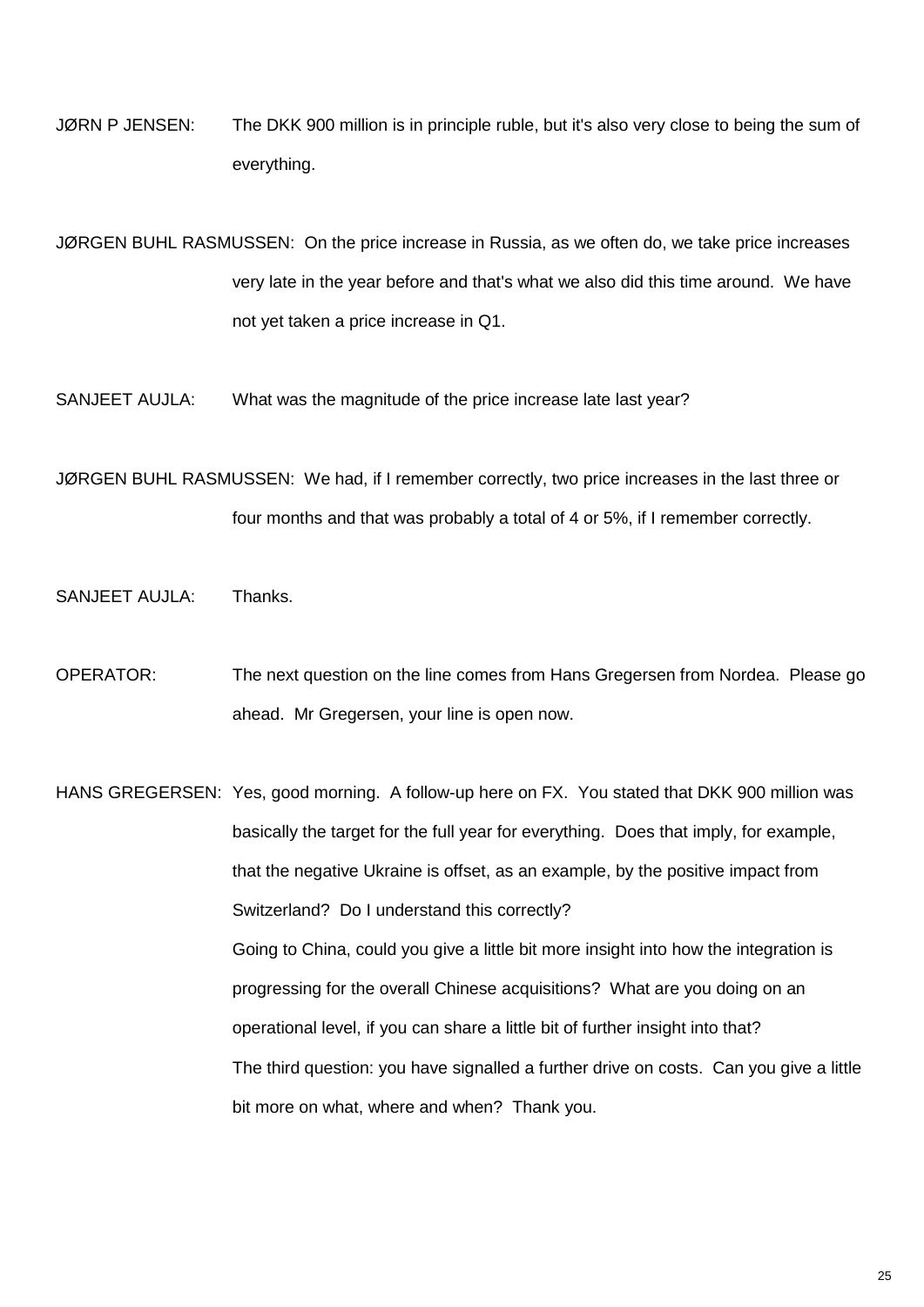JØRN P JENSEN: The DKK 900 million is in principle ruble, but it's also very close to being the sum of everything.

JØRGEN BUHL RASMUSSEN: On the price increase in Russia, as we often do, we take price increases very late in the year before and that's what we also did this time around. We have not yet taken a price increase in Q1.

SANJEET AUJLA: What was the magnitude of the price increase late last year?

JØRGEN BUHL RASMUSSEN: We had, if I remember correctly, two price increases in the last three or four months and that was probably a total of 4 or 5%, if I remember correctly.

SANJEET AUJLA: Thanks.

OPERATOR: The next question on the line comes from Hans Gregersen from Nordea. Please go ahead. Mr Gregersen, your line is open now.

HANS GREGERSEN: Yes, good morning. A follow-up here on FX. You stated that DKK 900 million was basically the target for the full year for everything. Does that imply, for example, that the negative Ukraine is offset, as an example, by the positive impact from Switzerland? Do I understand this correctly?

Going to China, could you give a little bit more insight into how the integration is progressing for the overall Chinese acquisitions? What are you doing on an operational level, if you can share a little bit of further insight into that?

The third question: you have signalled a further drive on costs. Can you give a little bit more on what, where and when? Thank you.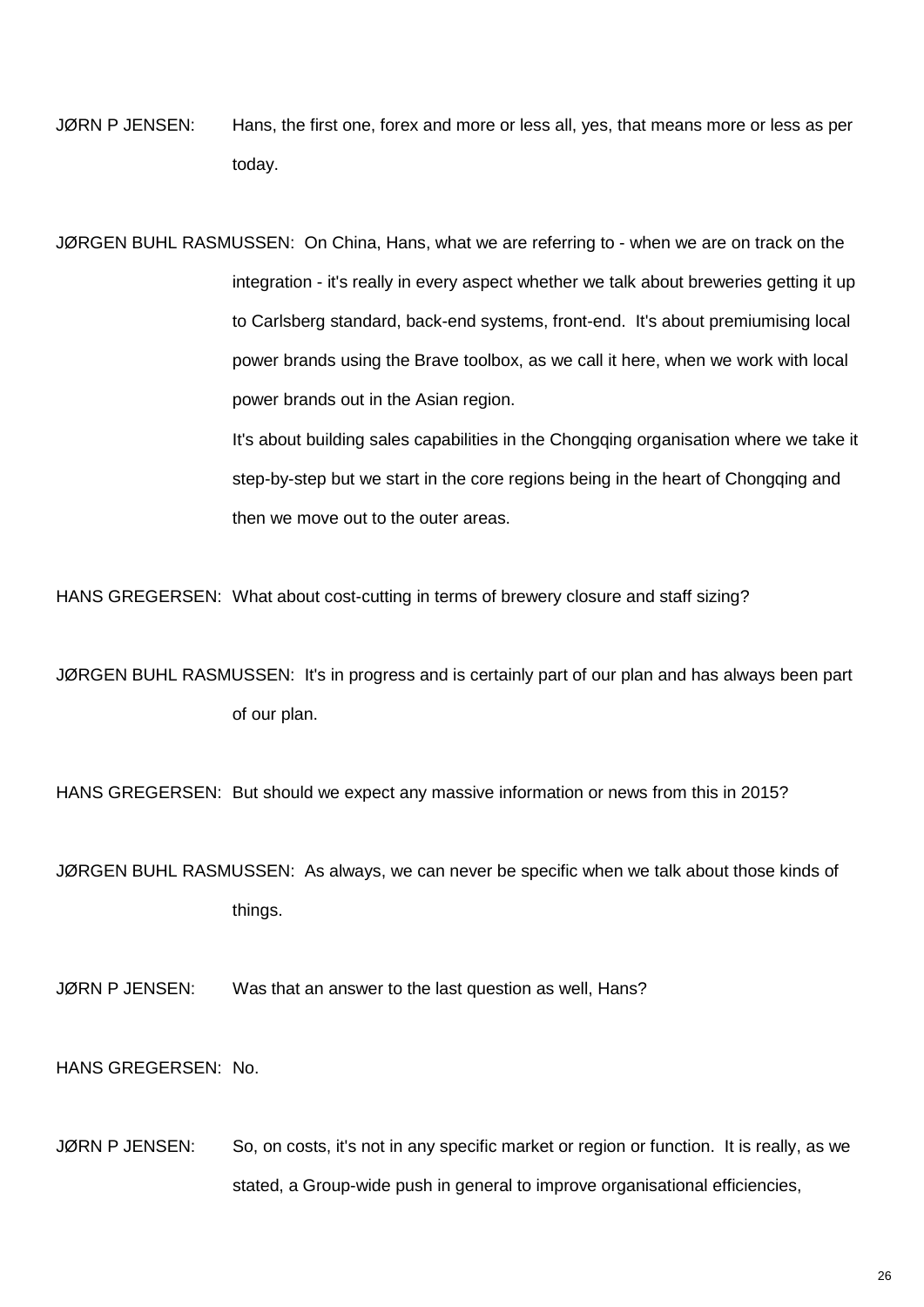JØRN P JENSEN: Hans, the first one, forex and more or less all, yes, that means more or less as per today.

JØRGEN BUHL RASMUSSEN: On China, Hans, what we are referring to - when we are on track on the integration - it's really in every aspect whether we talk about breweries getting it up to Carlsberg standard, back-end systems, front-end. It's about premiumising local power brands using the Brave toolbox, as we call it here, when we work with local power brands out in the Asian region.

It's about building sales capabilities in the Chongqing organisation where we take it step-by-step but we start in the core regions being in the heart of Chongqing and then we move out to the outer areas.

HANS GREGERSEN: What about cost-cutting in terms of brewery closure and staff sizing?

JØRGEN BUHL RASMUSSEN: It's in progress and is certainly part of our plan and has always been part of our plan.

HANS GREGERSEN: But should we expect any massive information or news from this in 2015?

JØRGEN BUHL RASMUSSEN: As always, we can never be specific when we talk about those kinds of things.

JØRN P JENSEN: Was that an answer to the last question as well, Hans?

HANS GREGERSEN: No.

JØRN P JENSEN: So, on costs, it's not in any specific market or region or function. It is really, as we stated, a Group-wide push in general to improve organisational efficiencies,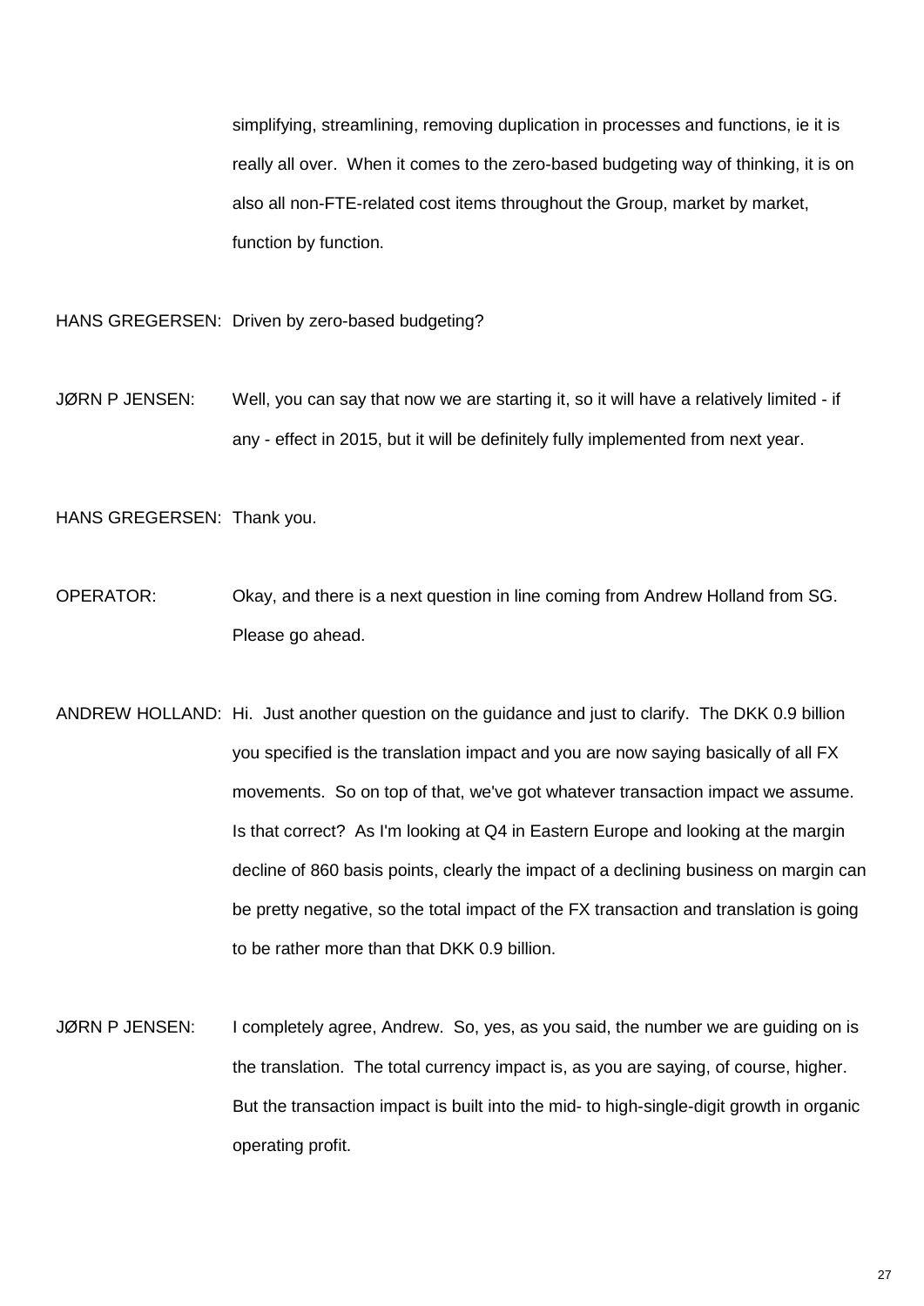simplifying, streamlining, removing duplication in processes and functions, ie it is really all over. When it comes to the zero-based budgeting way of thinking, it is on also all non-FTE-related cost items throughout the Group, market by market, function by function.

HANS GREGERSEN: Driven by zero-based budgeting?

JØRN P JENSEN: Well, you can say that now we are starting it, so it will have a relatively limited - if any - effect in 2015, but it will be definitely fully implemented from next year.

HANS GREGERSEN: Thank you.

OPERATOR: Okay, and there is a next question in line coming from Andrew Holland from SG. Please go ahead.

ANDREW HOLLAND: Hi. Just another question on the guidance and just to clarify. The DKK 0.9 billion you specified is the translation impact and you are now saying basically of all FX movements. So on top of that, we've got whatever transaction impact we assume. Is that correct? As I'm looking at Q4 in Eastern Europe and looking at the margin decline of 860 basis points, clearly the impact of a declining business on margin can be pretty negative, so the total impact of the FX transaction and translation is going to be rather more than that DKK 0.9 billion.

JØRN P JENSEN: I completely agree, Andrew. So, yes, as you said, the number we are guiding on is the translation. The total currency impact is, as you are saying, of course, higher. But the transaction impact is built into the mid- to high-single-digit growth in organic operating profit.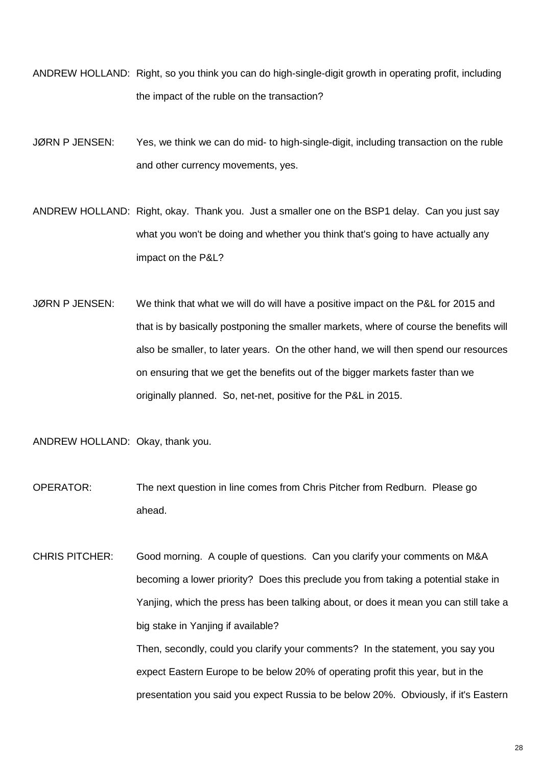ANDREW HOLLAND: Right, so you think you can do high-single-digit growth in operating profit, including the impact of the ruble on the transaction?

JØRN P JENSEN: Yes, we think we can do mid- to high-single-digit, including transaction on the ruble and other currency movements, yes.

ANDREW HOLLAND: Right, okay. Thank you. Just a smaller one on the BSP1 delay. Can you just say what you won't be doing and whether you think that's going to have actually any impact on the P&L?

JØRN P JENSEN: We think that what we will do will have a positive impact on the P&L for 2015 and that is by basically postponing the smaller markets, where of course the benefits will also be smaller, to later years. On the other hand, we will then spend our resources on ensuring that we get the benefits out of the bigger markets faster than we originally planned. So, net-net, positive for the P&L in 2015.

ANDREW HOLLAND: Okay, thank you.

OPERATOR: The next question in line comes from Chris Pitcher from Redburn. Please go ahead.

CHRIS PITCHER: Good morning. A couple of questions. Can you clarify your comments on M&A becoming a lower priority? Does this preclude you from taking a potential stake in Yanjing, which the press has been talking about, or does it mean you can still take a big stake in Yanjing if available?

Then, secondly, could you clarify your comments? In the statement, you say you expect Eastern Europe to be below 20% of operating profit this year, but in the presentation you said you expect Russia to be below 20%. Obviously, if it's Eastern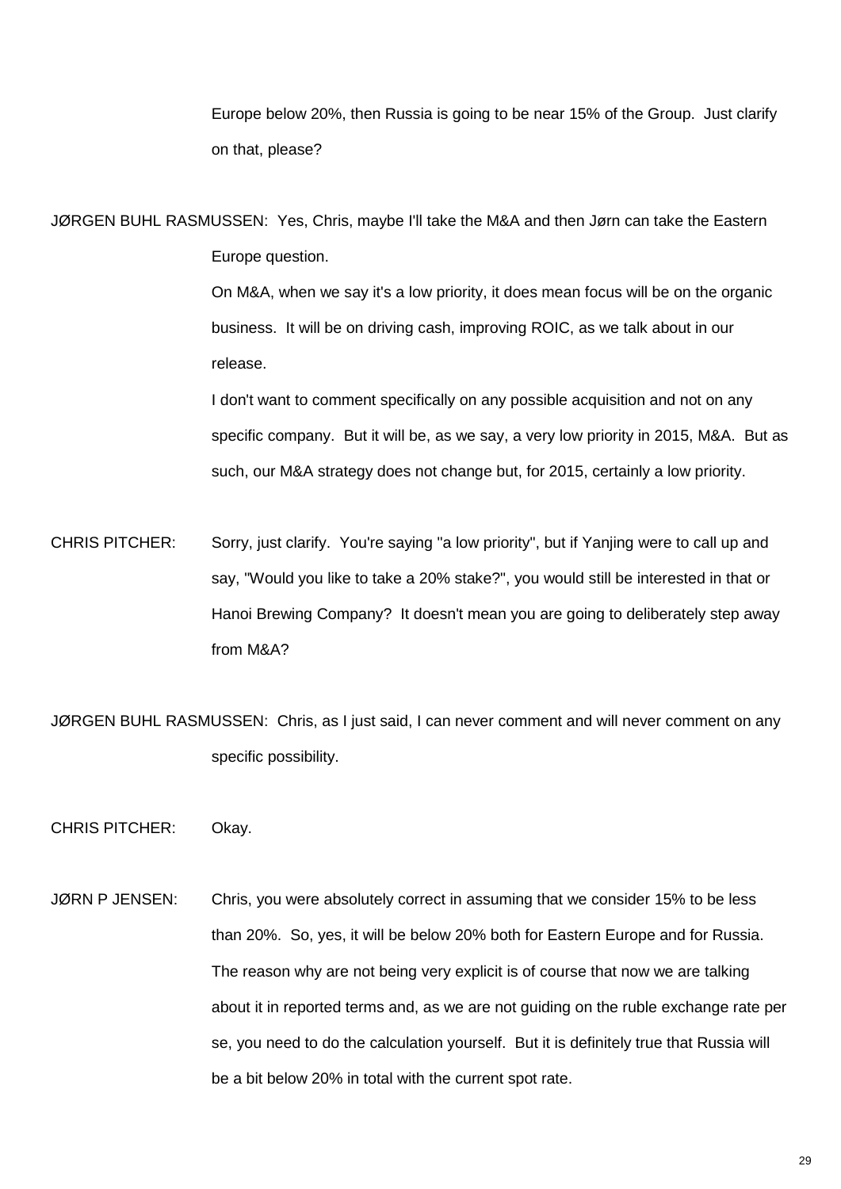Europe below 20%, then Russia is going to be near 15% of the Group. Just clarify on that, please?

JØRGEN BUHL RASMUSSEN: Yes, Chris, maybe I'll take the M&A and then Jørn can take the Eastern Europe question.

On M&A, when we say it's a low priority, it does mean focus will be on the organic business. It will be on driving cash, improving ROIC, as we talk about in our release.

I don't want to comment specifically on any possible acquisition and not on any specific company. But it will be, as we say, a very low priority in 2015, M&A. But as such, our M&A strategy does not change but, for 2015, certainly a low priority.

CHRIS PITCHER: Sorry, just clarify. You're saying "a low priority", but if Yanjing were to call up and say, "Would you like to take a 20% stake?", you would still be interested in that or Hanoi Brewing Company? It doesn't mean you are going to deliberately step away from M&A?

JØRGEN BUHL RASMUSSEN: Chris, as I just said, I can never comment and will never comment on any specific possibility.

CHRIS PITCHER: Okay.

JØRN P JENSEN: Chris, you were absolutely correct in assuming that we consider 15% to be less than 20%. So, yes, it will be below 20% both for Eastern Europe and for Russia. The reason why are not being very explicit is of course that now we are talking about it in reported terms and, as we are not guiding on the ruble exchange rate per se, you need to do the calculation yourself. But it is definitely true that Russia will be a bit below 20% in total with the current spot rate.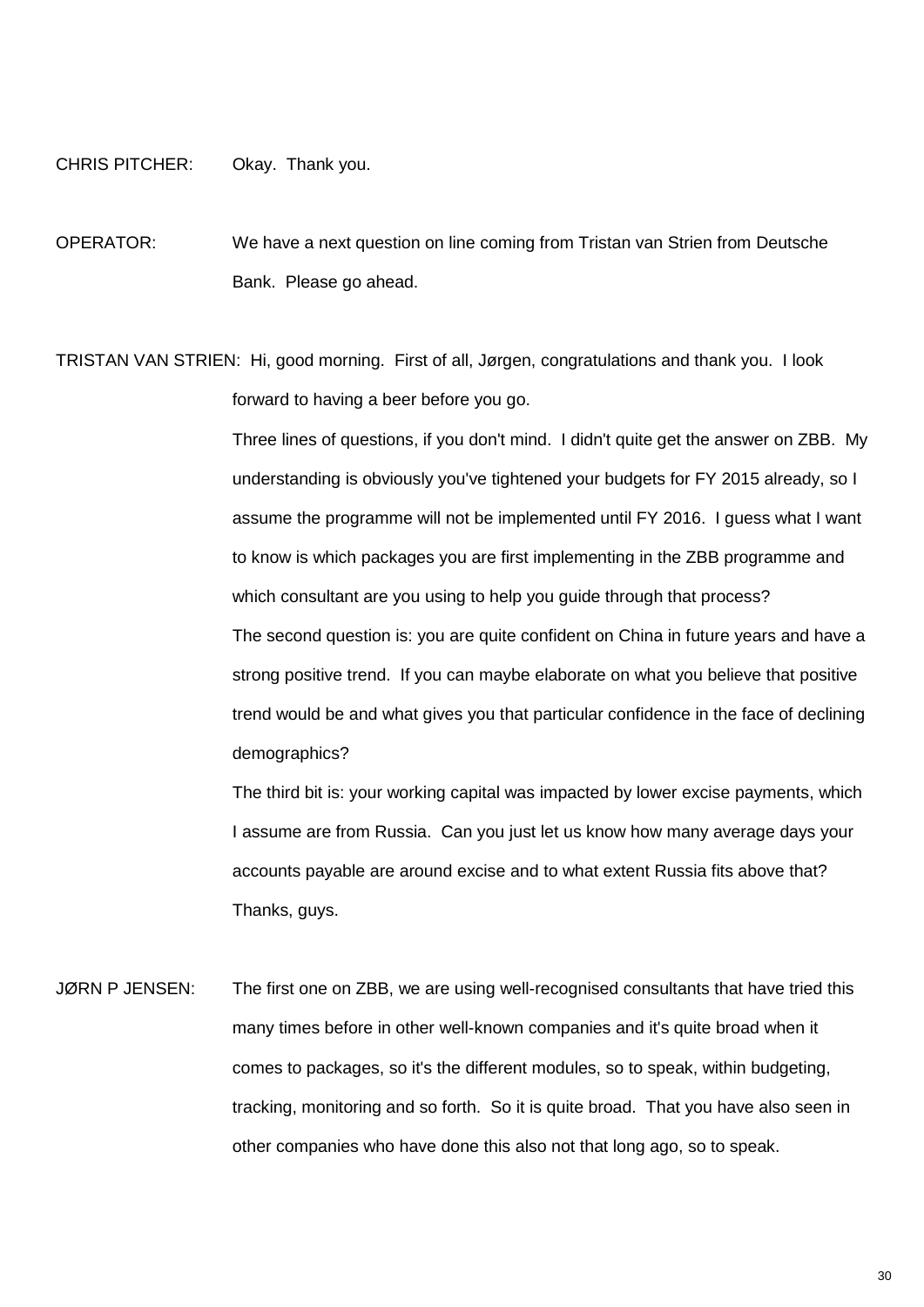CHRIS PITCHER: Okay. Thank you.

OPERATOR: We have a next question on line coming from Tristan van Strien from Deutsche Bank. Please go ahead.

TRISTAN VAN STRIEN: Hi, good morning. First of all, Jørgen, congratulations and thank you. I look forward to having a beer before you go.

Three lines of questions, if you don't mind. I didn't quite get the answer on ZBB. My understanding is obviously you've tightened your budgets for FY 2015 already, so I assume the programme will not be implemented until FY 2016. I guess what I want to know is which packages you are first implementing in the ZBB programme and which consultant are you using to help you guide through that process?

The second question is: you are quite confident on China in future years and have a strong positive trend. If you can maybe elaborate on what you believe that positive trend would be and what gives you that particular confidence in the face of declining demographics?

The third bit is: your working capital was impacted by lower excise payments, which I assume are from Russia. Can you just let us know how many average days your accounts payable are around excise and to what extent Russia fits above that? Thanks, guys.

JØRN P JENSEN: The first one on ZBB, we are using well-recognised consultants that have tried this many times before in other well-known companies and it's quite broad when it comes to packages, so it's the different modules, so to speak, within budgeting, tracking, monitoring and so forth. So it is quite broad. That you have also seen in other companies who have done this also not that long ago, so to speak.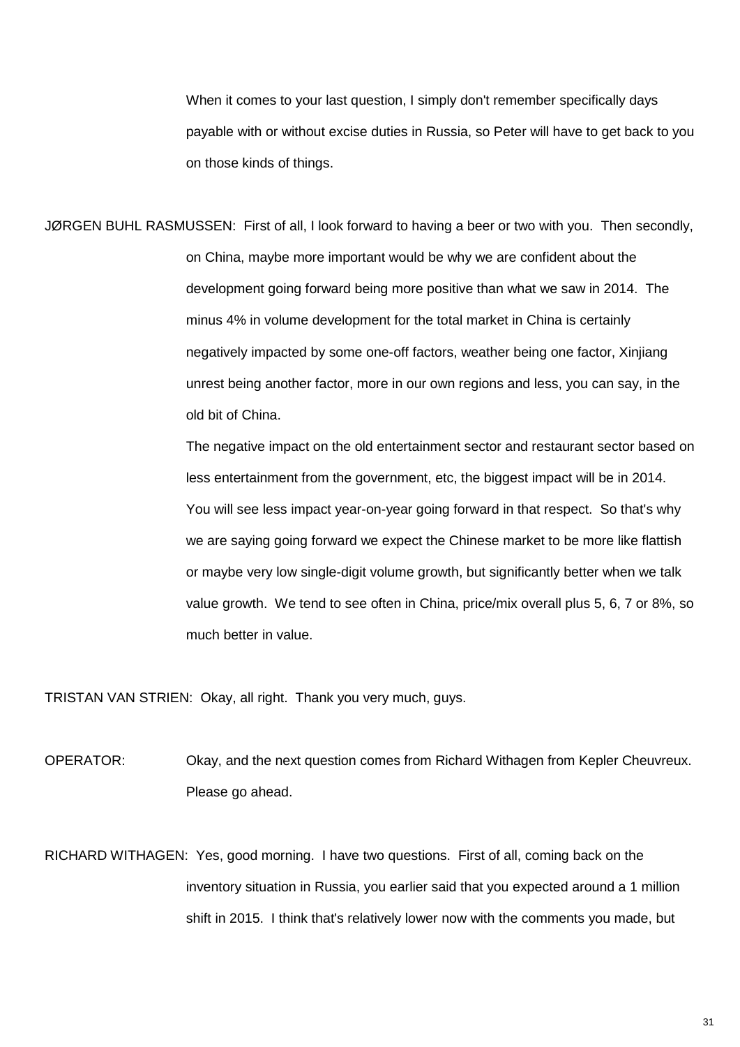When it comes to your last question, I simply don't remember specifically days payable with or without excise duties in Russia, so Peter will have to get back to you on those kinds of things.

JØRGEN BUHL RASMUSSEN: First of all, I look forward to having a beer or two with you. Then secondly, on China, maybe more important would be why we are confident about the development going forward being more positive than what we saw in 2014. The minus 4% in volume development for the total market in China is certainly negatively impacted by some one-off factors, weather being one factor, Xinjiang unrest being another factor, more in our own regions and less, you can say, in the old bit of China.

The negative impact on the old entertainment sector and restaurant sector based on less entertainment from the government, etc, the biggest impact will be in 2014. You will see less impact year-on-year going forward in that respect. So that's why we are saying going forward we expect the Chinese market to be more like flattish or maybe very low single-digit volume growth, but significantly better when we talk value growth. We tend to see often in China, price/mix overall plus 5, 6, 7 or 8%, so much better in value.

TRISTAN VAN STRIEN: Okay, all right. Thank you very much, guys.

OPERATOR: Okay, and the next question comes from Richard Withagen from Kepler Cheuvreux. Please go ahead.

RICHARD WITHAGEN: Yes, good morning. I have two questions. First of all, coming back on the inventory situation in Russia, you earlier said that you expected around a 1 million shift in 2015. I think that's relatively lower now with the comments you made, but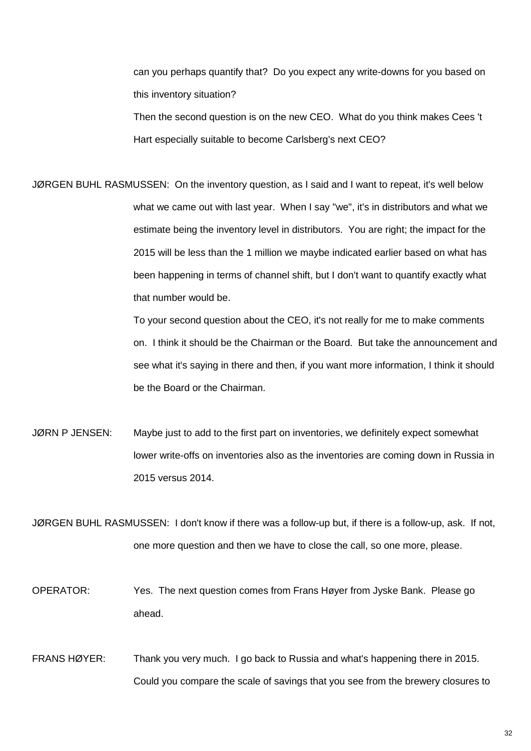can you perhaps quantify that? Do you expect any write-downs for you based on this inventory situation?

Then the second question is on the new CEO. What do you think makes Cees 't Hart especially suitable to become Carlsberg's next CEO?

JØRGEN BUHL RASMUSSEN: On the inventory question, as I said and I want to repeat, it's well below what we came out with last year. When I say "we", it's in distributors and what we estimate being the inventory level in distributors. You are right; the impact for the 2015 will be less than the 1 million we maybe indicated earlier based on what has been happening in terms of channel shift, but I don't want to quantify exactly what that number would be.

To your second question about the CEO, it's not really for me to make comments on. I think it should be the Chairman or the Board. But take the announcement and see what it's saying in there and then, if you want more information, I think it should be the Board or the Chairman.

JØRN P JENSEN: Maybe just to add to the first part on inventories, we definitely expect somewhat lower write-offs on inventories also as the inventories are coming down in Russia in 2015 versus 2014.

JØRGEN BUHL RASMUSSEN: I don't know if there was a follow-up but, if there is a follow-up, ask. If not, one more question and then we have to close the call, so one more, please.

OPERATOR: Yes. The next question comes from Frans Høyer from Jyske Bank. Please go ahead.

FRANS HØYER: Thank you very much. I go back to Russia and what's happening there in 2015. Could you compare the scale of savings that you see from the brewery closures to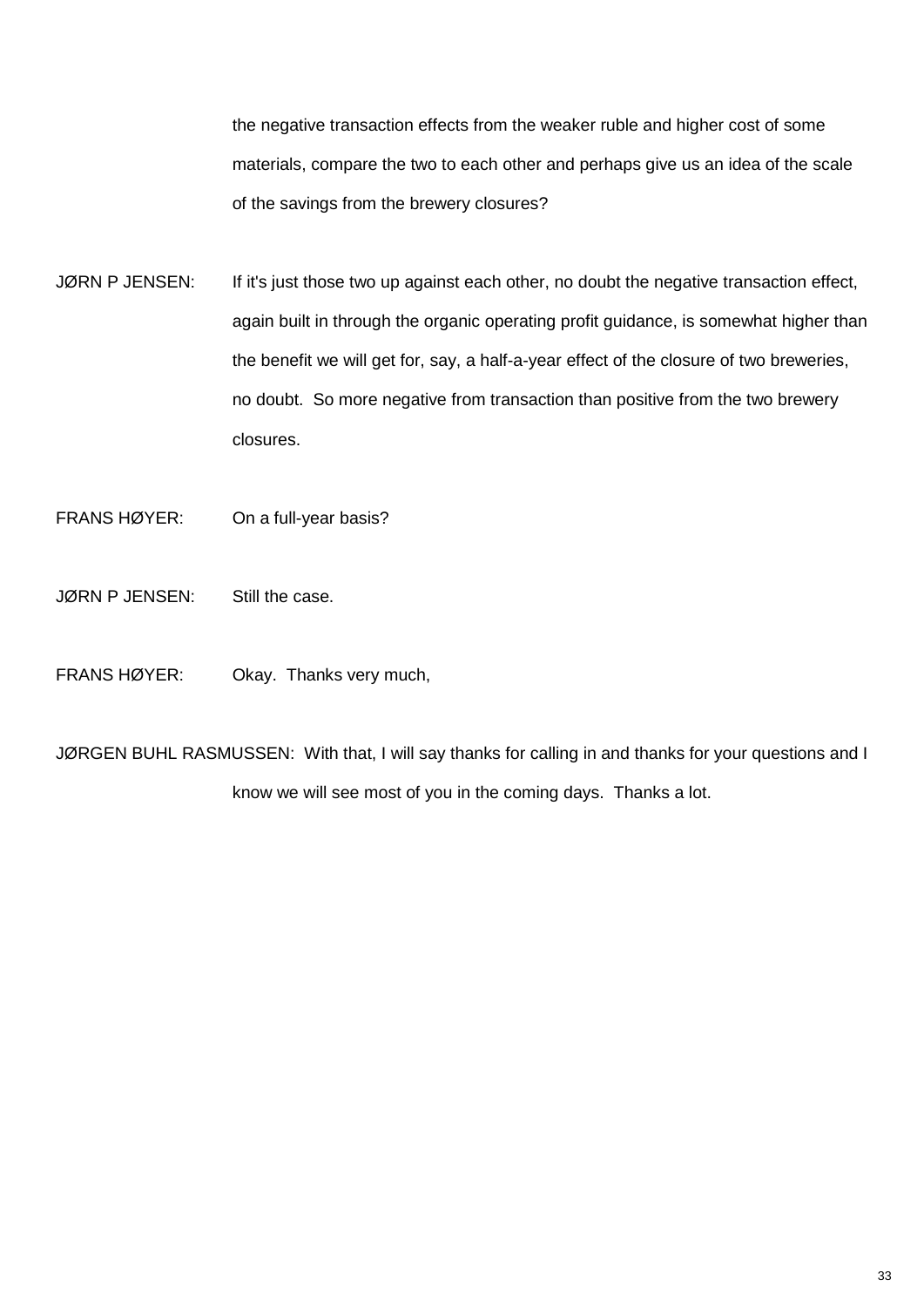the negative transaction effects from the weaker ruble and higher cost of some materials, compare the two to each other and perhaps give us an idea of the scale of the savings from the brewery closures?

JØRN P JENSEN: If it's just those two up against each other, no doubt the negative transaction effect, again built in through the organic operating profit guidance, is somewhat higher than the benefit we will get for, say, a half-a-year effect of the closure of two breweries, no doubt. So more negative from transaction than positive from the two brewery closures.

FRANS HØYER: On a full-year basis?

JØRN P JENSEN: Still the case.

FRANS HØYER: Okay. Thanks very much,

JØRGEN BUHL RASMUSSEN: With that, I will say thanks for calling in and thanks for your questions and I know we will see most of you in the coming days. Thanks a lot.